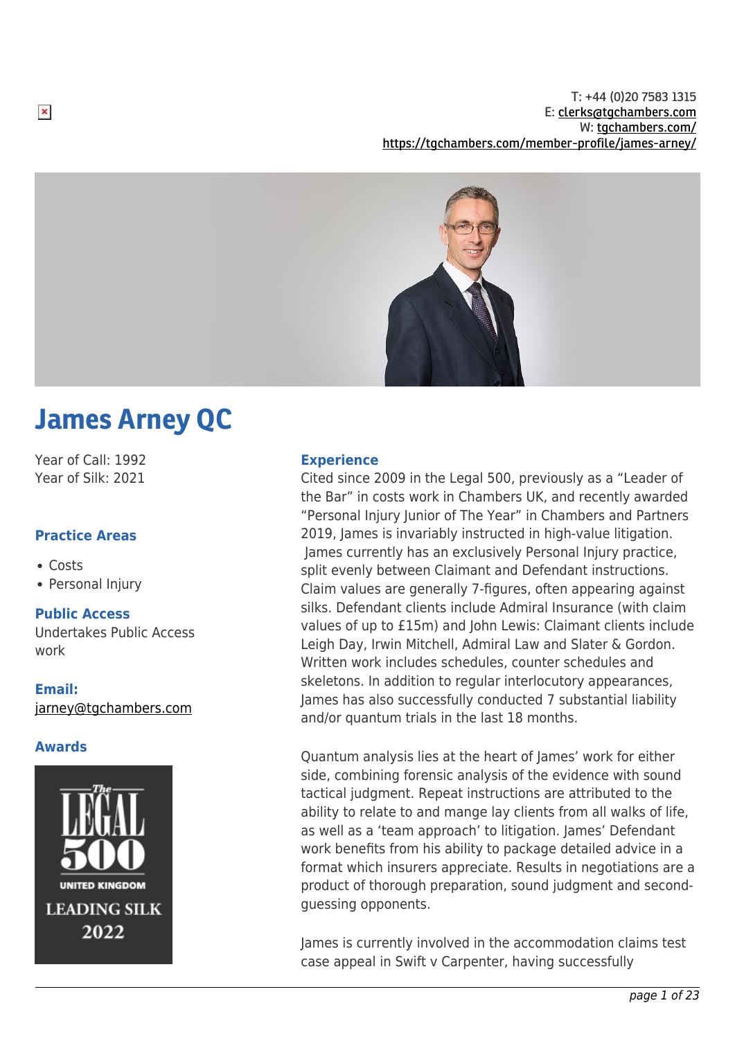T: +44 (0)20 7583 1315
E: clerks@tgchambers.com
W: tgchambers.com/
https://tgchambers.com/member-profile/james-arney/

# James Arney QC

Year of Call: 1992
Year of Silk: 2021

### Practice Areas

- Costs
- Personal Injury

### Public Access

Undertakes Public Access work

### Email:

jarney@tgchambers.com

### Awards

The Legal 500 United Kingdom Leading Silk 2022

### Experience

Cited since 2009 in the Legal 500, previously as a "Leader of the Bar" in costs work in Chambers UK, and recently awarded "Personal Injury Junior of The Year" in Chambers and Partners 2019, James is invariably instructed in high-value litigation. James currently has an exclusively Personal Injury practice, split evenly between Claimant and Defendant instructions. Claim values are generally 7-figures, often appearing against silks. Defendant clients include Admiral Insurance (with claim values of up to £15m) and John Lewis: Claimant clients include Leigh Day, Irwin Mitchell, Admiral Law and Slater & Gordon. Written work includes schedules, counter schedules and skeletons. In addition to regular interlocutory appearances, James has also successfully conducted 7 substantial liability and/or quantum trials in the last 18 months.

Quantum analysis lies at the heart of James' work for either side, combining forensic analysis of the evidence with sound tactical judgment. Repeat instructions are attributed to the ability to relate to and mange lay clients from all walks of life, as well as a 'team approach' to litigation. James' Defendant work benefits from his ability to package detailed advice in a format which insurers appreciate. Results in negotiations are a product of thorough preparation, sound judgment and second-guessing opponents.

James is currently involved in the accommodation claims test case appeal in Swift v Carpenter, having successfully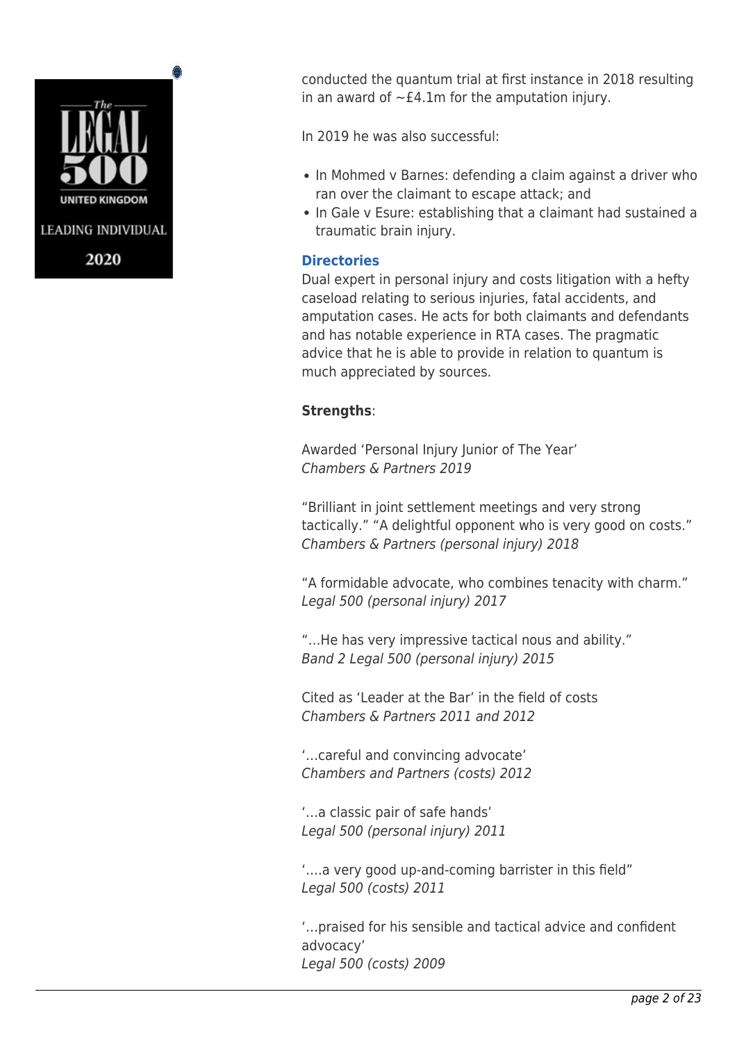conducted the quantum trial at first instance in 2018 resulting in an award of ~£4.1m for the amputation injury.

In 2019 he was also successful:

- In Mohmed v Barnes: defending a claim against a driver who ran over the claimant to escape attack; and
- In Gale v Esure: establishing that a claimant had sustained a traumatic brain injury.

### Directories

Dual expert in personal injury and costs litigation with a hefty caseload relating to serious injuries, fatal accidents, and amputation cases. He acts for both claimants and defendants and has notable experience in RTA cases. The pragmatic advice that he is able to provide in relation to quantum is much appreciated by sources.

**Strengths**:

Awarded 'Personal Injury Junior of The Year'
*Chambers & Partners 2019*

"Brilliant in joint settlement meetings and very strong tactically." "A delightful opponent who is very good on costs."
*Chambers & Partners (personal injury) 2018*

"A formidable advocate, who combines tenacity with charm."
*Legal 500 (personal injury) 2017*

"…He has very impressive tactical nous and ability."
*Band 2 Legal 500 (personal injury) 2015*

Cited as 'Leader at the Bar' in the field of costs
*Chambers & Partners 2011 and 2012*

'…careful and convincing advocate'
*Chambers and Partners (costs) 2012*

'…a classic pair of safe hands'
*Legal 500 (personal injury) 2011*

'….a very good up-and-coming barrister in this field"
*Legal 500 (costs) 2011*

'…praised for his sensible and tactical advice and confident advocacy'
*Legal 500 (costs) 2009*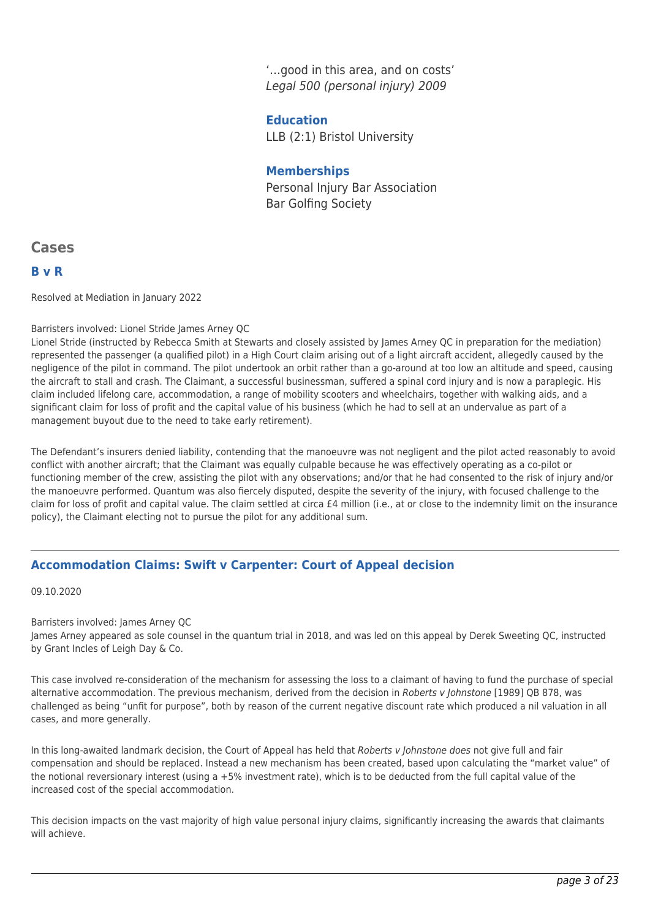'…good in this area, and on costs'
*Legal 500 (personal injury) 2009*

**Education**

LLB (2:1) Bristol University

**Memberships**

Personal Injury Bar Association
Bar Golfing Society

## Cases

### B v R

Resolved at Mediation in January 2022

Barristers involved: Lionel Stride James Arney QC
Lionel Stride (instructed by Rebecca Smith at Stewarts and closely assisted by James Arney QC in preparation for the mediation) represented the passenger (a qualified pilot) in a High Court claim arising out of a light aircraft accident, allegedly caused by the negligence of the pilot in command. The pilot undertook an orbit rather than a go-around at too low an altitude and speed, causing the aircraft to stall and crash. The Claimant, a successful businessman, suffered a spinal cord injury and is now a paraplegic. His claim included lifelong care, accommodation, a range of mobility scooters and wheelchairs, together with walking aids, and a significant claim for loss of profit and the capital value of his business (which he had to sell at an undervalue as part of a management buyout due to the need to take early retirement).

The Defendant's insurers denied liability, contending that the manoeuvre was not negligent and the pilot acted reasonably to avoid conflict with another aircraft; that the Claimant was equally culpable because he was effectively operating as a co-pilot or functioning member of the crew, assisting the pilot with any observations; and/or that he had consented to the risk of injury and/or the manoeuvre performed. Quantum was also fiercely disputed, despite the severity of the injury, with focused challenge to the claim for loss of profit and capital value. The claim settled at circa £4 million (i.e., at or close to the indemnity limit on the insurance policy), the Claimant electing not to pursue the pilot for any additional sum.

---

### Accommodation Claims: Swift v Carpenter: Court of Appeal decision

09.10.2020

Barristers involved: James Arney QC
James Arney appeared as sole counsel in the quantum trial in 2018, and was led on this appeal by Derek Sweeting QC, instructed by Grant Incles of Leigh Day & Co.

This case involved re-consideration of the mechanism for assessing the loss to a claimant of having to fund the purchase of special alternative accommodation. The previous mechanism, derived from the decision in *Roberts v Johnstone* [1989] QB 878, was challenged as being "unfit for purpose", both by reason of the current negative discount rate which produced a nil valuation in all cases, and more generally.

In this long-awaited landmark decision, the Court of Appeal has held that *Roberts v Johnstone does* not give full and fair compensation and should be replaced. Instead a new mechanism has been created, based upon calculating the "market value" of the notional reversionary interest (using a +5% investment rate), which is to be deducted from the full capital value of the increased cost of the special accommodation.

This decision impacts on the vast majority of high value personal injury claims, significantly increasing the awards that claimants will achieve.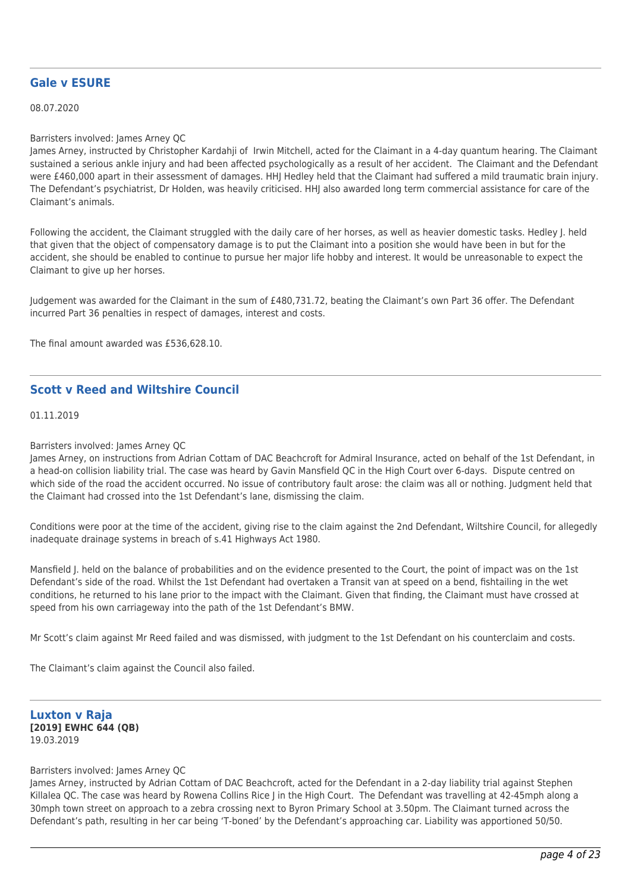## Gale v ESURE

08.07.2020

Barristers involved: James Arney QC
James Arney, instructed by Christopher Kardahji of  Irwin Mitchell, acted for the Claimant in a 4-day quantum hearing. The Claimant sustained a serious ankle injury and had been affected psychologically as a result of her accident.  The Claimant and the Defendant were £460,000 apart in their assessment of damages. HHJ Hedley held that the Claimant had suffered a mild traumatic brain injury. The Defendant's psychiatrist, Dr Holden, was heavily criticised. HHJ also awarded long term commercial assistance for care of the Claimant's animals.

Following the accident, the Claimant struggled with the daily care of her horses, as well as heavier domestic tasks. Hedley J. held that given that the object of compensatory damage is to put the Claimant into a position she would have been in but for the accident, she should be enabled to continue to pursue her major life hobby and interest. It would be unreasonable to expect the Claimant to give up her horses.

Judgement was awarded for the Claimant in the sum of £480,731.72, beating the Claimant's own Part 36 offer. The Defendant incurred Part 36 penalties in respect of damages, interest and costs.

The final amount awarded was £536,628.10.

## Scott v Reed and Wiltshire Council

01.11.2019

Barristers involved: James Arney QC
James Arney, on instructions from Adrian Cottam of DAC Beachcroft for Admiral Insurance, acted on behalf of the 1st Defendant, in a head-on collision liability trial. The case was heard by Gavin Mansfield QC in the High Court over 6-days.  Dispute centred on which side of the road the accident occurred. No issue of contributory fault arose: the claim was all or nothing. Judgment held that the Claimant had crossed into the 1st Defendant's lane, dismissing the claim.

Conditions were poor at the time of the accident, giving rise to the claim against the 2nd Defendant, Wiltshire Council, for allegedly inadequate drainage systems in breach of s.41 Highways Act 1980.

Mansfield J. held on the balance of probabilities and on the evidence presented to the Court, the point of impact was on the 1st Defendant's side of the road. Whilst the 1st Defendant had overtaken a Transit van at speed on a bend, fishtailing in the wet conditions, he returned to his lane prior to the impact with the Claimant. Given that finding, the Claimant must have crossed at speed from his own carriageway into the path of the 1st Defendant's BMW.

Mr Scott's claim against Mr Reed failed and was dismissed, with judgment to the 1st Defendant on his counterclaim and costs.

The Claimant's claim against the Council also failed.

## Luxton v Raja

**[2019] EWHC 644 (QB)**
19.03.2019

Barristers involved: James Arney QC
James Arney, instructed by Adrian Cottam of DAC Beachcroft, acted for the Defendant in a 2-day liability trial against Stephen Killalea QC. The case was heard by Rowena Collins Rice J in the High Court.  The Defendant was travelling at 42-45mph along a 30mph town street on approach to a zebra crossing next to Byron Primary School at 3.50pm. The Claimant turned across the Defendant's path, resulting in her car being 'T-boned' by the Defendant's approaching car. Liability was apportioned 50/50.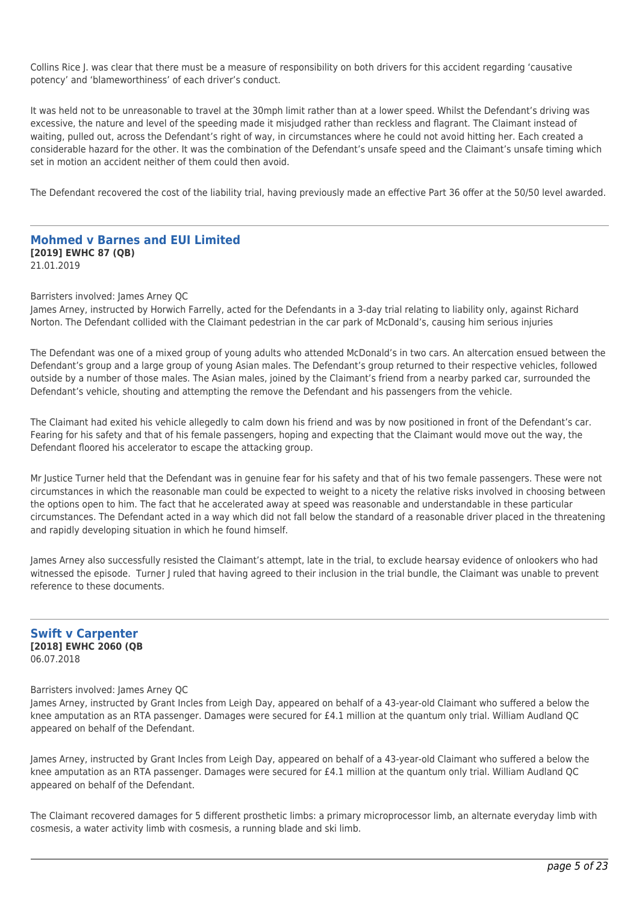Collins Rice J. was clear that there must be a measure of responsibility on both drivers for this accident regarding 'causative potency' and 'blameworthiness' of each driver's conduct.

It was held not to be unreasonable to travel at the 30mph limit rather than at a lower speed. Whilst the Defendant's driving was excessive, the nature and level of the speeding made it misjudged rather than reckless and flagrant. The Claimant instead of waiting, pulled out, across the Defendant's right of way, in circumstances where he could not avoid hitting her. Each created a considerable hazard for the other. It was the combination of the Defendant's unsafe speed and the Claimant's unsafe timing which set in motion an accident neither of them could then avoid.

The Defendant recovered the cost of the liability trial, having previously made an effective Part 36 offer at the 50/50 level awarded.

---

## Mohmed v Barnes and EUI Limited

**[2019] EWHC 87 (QB)**
21.01.2019

Barristers involved: James Arney QC
James Arney, instructed by Horwich Farrelly, acted for the Defendants in a 3-day trial relating to liability only, against Richard Norton. The Defendant collided with the Claimant pedestrian in the car park of McDonald's, causing him serious injuries

The Defendant was one of a mixed group of young adults who attended McDonald's in two cars. An altercation ensued between the Defendant's group and a large group of young Asian males. The Defendant's group returned to their respective vehicles, followed outside by a number of those males. The Asian males, joined by the Claimant's friend from a nearby parked car, surrounded the Defendant's vehicle, shouting and attempting the remove the Defendant and his passengers from the vehicle.

The Claimant had exited his vehicle allegedly to calm down his friend and was by now positioned in front of the Defendant's car. Fearing for his safety and that of his female passengers, hoping and expecting that the Claimant would move out the way, the Defendant floored his accelerator to escape the attacking group.

Mr Justice Turner held that the Defendant was in genuine fear for his safety and that of his two female passengers. These were not circumstances in which the reasonable man could be expected to weight to a nicety the relative risks involved in choosing between the options open to him. The fact that he accelerated away at speed was reasonable and understandable in these particular circumstances. The Defendant acted in a way which did not fall below the standard of a reasonable driver placed in the threatening and rapidly developing situation in which he found himself.

James Arney also successfully resisted the Claimant's attempt, late in the trial, to exclude hearsay evidence of onlookers who had witnessed the episode. Turner J ruled that having agreed to their inclusion in the trial bundle, the Claimant was unable to prevent reference to these documents.

---

## Swift v Carpenter

**[2018] EWHC 2060 (QB**
06.07.2018

Barristers involved: James Arney QC
James Arney, instructed by Grant Incles from Leigh Day, appeared on behalf of a 43-year-old Claimant who suffered a below the knee amputation as an RTA passenger. Damages were secured for £4.1 million at the quantum only trial. William Audland QC appeared on behalf of the Defendant.

James Arney, instructed by Grant Incles from Leigh Day, appeared on behalf of a 43-year-old Claimant who suffered a below the knee amputation as an RTA passenger. Damages were secured for £4.1 million at the quantum only trial. William Audland QC appeared on behalf of the Defendant.

The Claimant recovered damages for 5 different prosthetic limbs: a primary microprocessor limb, an alternate everyday limb with cosmesis, a water activity limb with cosmesis, a running blade and ski limb.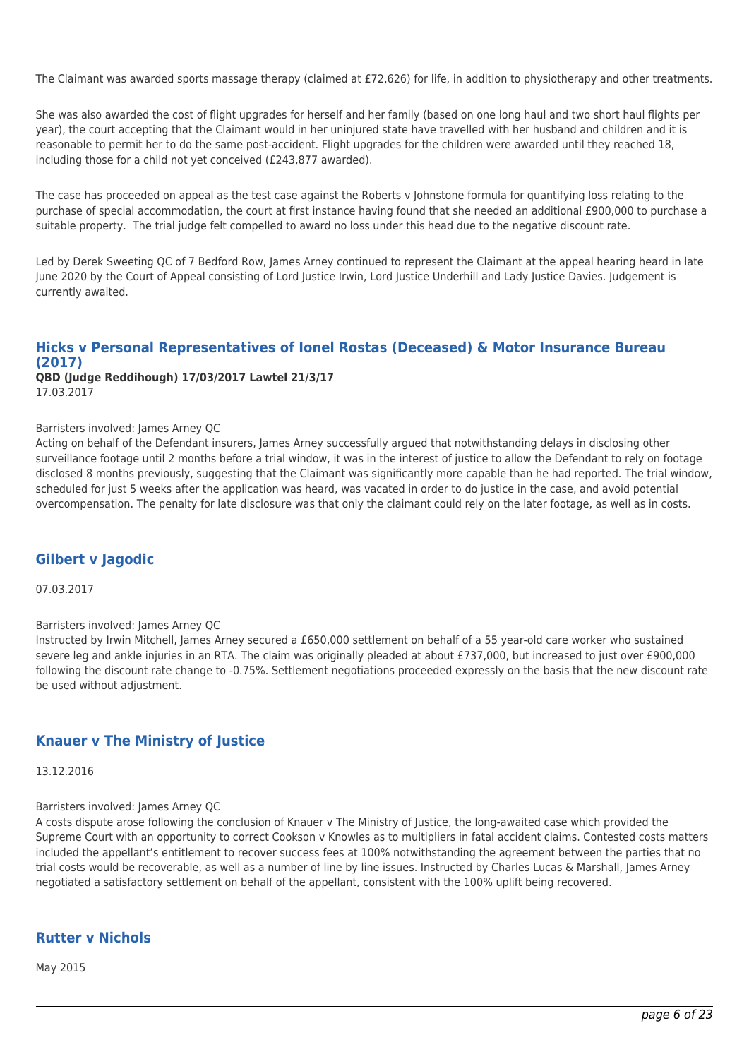The Claimant was awarded sports massage therapy (claimed at £72,626) for life, in addition to physiotherapy and other treatments.

She was also awarded the cost of flight upgrades for herself and her family (based on one long haul and two short haul flights per year), the court accepting that the Claimant would in her uninjured state have travelled with her husband and children and it is reasonable to permit her to do the same post-accident. Flight upgrades for the children were awarded until they reached 18, including those for a child not yet conceived (£243,877 awarded).

The case has proceeded on appeal as the test case against the Roberts v Johnstone formula for quantifying loss relating to the purchase of special accommodation, the court at first instance having found that she needed an additional £900,000 to purchase a suitable property. The trial judge felt compelled to award no loss under this head due to the negative discount rate.

Led by Derek Sweeting QC of 7 Bedford Row, James Arney continued to represent the Claimant at the appeal hearing heard in late June 2020 by the Court of Appeal consisting of Lord Justice Irwin, Lord Justice Underhill and Lady Justice Davies. Judgement is currently awaited.

## Hicks v Personal Representatives of Ionel Rostas (Deceased) & Motor Insurance Bureau (2017)

**QBD (Judge Reddihough) 17/03/2017 Lawtel 21/3/17**

17.03.2017

Barristers involved: James Arney QC

Acting on behalf of the Defendant insurers, James Arney successfully argued that notwithstanding delays in disclosing other surveillance footage until 2 months before a trial window, it was in the interest of justice to allow the Defendant to rely on footage disclosed 8 months previously, suggesting that the Claimant was significantly more capable than he had reported. The trial window, scheduled for just 5 weeks after the application was heard, was vacated in order to do justice in the case, and avoid potential overcompensation. The penalty for late disclosure was that only the claimant could rely on the later footage, as well as in costs.

## Gilbert v Jagodic

07.03.2017

Barristers involved: James Arney QC

Instructed by Irwin Mitchell, James Arney secured a £650,000 settlement on behalf of a 55 year-old care worker who sustained severe leg and ankle injuries in an RTA. The claim was originally pleaded at about £737,000, but increased to just over £900,000 following the discount rate change to -0.75%. Settlement negotiations proceeded expressly on the basis that the new discount rate be used without adjustment.

## Knauer v The Ministry of Justice

13.12.2016

Barristers involved: James Arney QC

A costs dispute arose following the conclusion of Knauer v The Ministry of Justice, the long-awaited case which provided the Supreme Court with an opportunity to correct Cookson v Knowles as to multipliers in fatal accident claims. Contested costs matters included the appellant's entitlement to recover success fees at 100% notwithstanding the agreement between the parties that no trial costs would be recoverable, as well as a number of line by line issues. Instructed by Charles Lucas & Marshall, James Arney negotiated a satisfactory settlement on behalf of the appellant, consistent with the 100% uplift being recovered.

## Rutter v Nichols

May 2015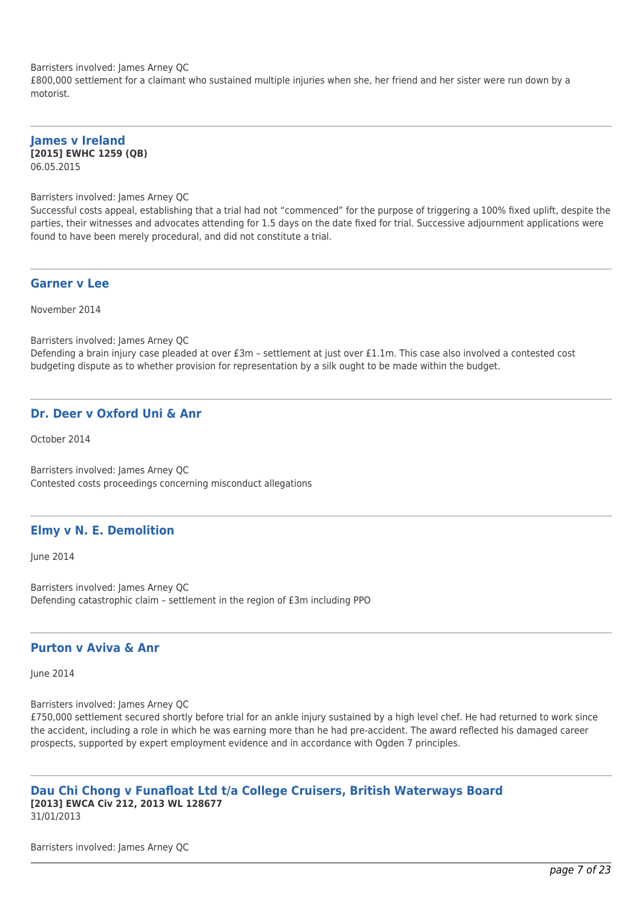Barristers involved: James Arney QC
£800,000 settlement for a claimant who sustained multiple injuries when she, her friend and her sister were run down by a motorist.

---

### James v Ireland

**[2015] EWHC 1259 (QB)**
06.05.2015

Barristers involved: James Arney QC
Successful costs appeal, establishing that a trial had not "commenced" for the purpose of triggering a 100% fixed uplift, despite the parties, their witnesses and advocates attending for 1.5 days on the date fixed for trial. Successive adjournment applications were found to have been merely procedural, and did not constitute a trial.

---

### Garner v Lee

November 2014

Barristers involved: James Arney QC
Defending a brain injury case pleaded at over £3m – settlement at just over £1.1m. This case also involved a contested cost budgeting dispute as to whether provision for representation by a silk ought to be made within the budget.

---

### Dr. Deer v Oxford Uni & Anr

October 2014

Barristers involved: James Arney QC
Contested costs proceedings concerning misconduct allegations

---

### Elmy v N. E. Demolition

June 2014

Barristers involved: James Arney QC
Defending catastrophic claim – settlement in the region of £3m including PPO

---

### Purton v Aviva & Anr

June 2014

Barristers involved: James Arney QC
£750,000 settlement secured shortly before trial for an ankle injury sustained by a high level chef. He had returned to work since the accident, including a role in which he was earning more than he had pre-accident. The award reflected his damaged career prospects, supported by expert employment evidence and in accordance with Ogden 7 principles.

---

### Dau Chi Chong v Funafloat Ltd t/a College Cruisers, British Waterways Board

**[2013] EWCA Civ 212, 2013 WL 128677**
31/01/2013

Barristers involved: James Arney QC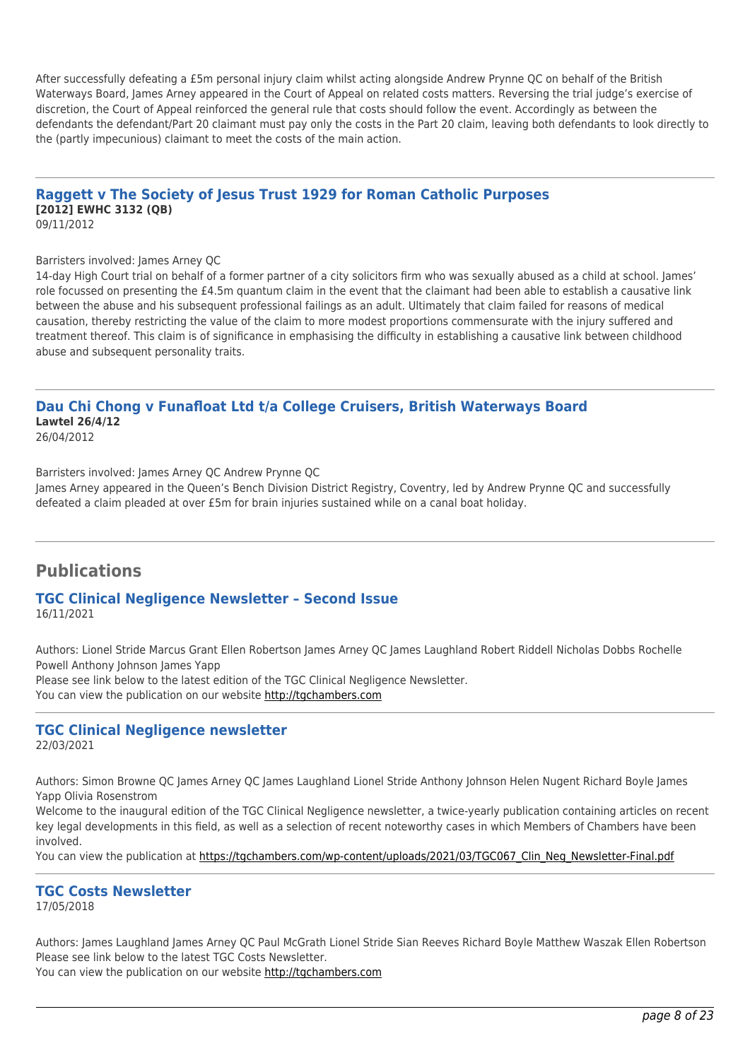After successfully defeating a £5m personal injury claim whilst acting alongside Andrew Prynne QC on behalf of the British Waterways Board, James Arney appeared in the Court of Appeal on related costs matters. Reversing the trial judge's exercise of discretion, the Court of Appeal reinforced the general rule that costs should follow the event. Accordingly as between the defendants the defendant/Part 20 claimant must pay only the costs in the Part 20 claim, leaving both defendants to look directly to the (partly impecunious) claimant to meet the costs of the main action.

---

### Raggett v The Society of Jesus Trust 1929 for Roman Catholic Purposes

**[2012] EWHC 3132 (QB)**
09/11/2012

Barristers involved: James Arney QC
14-day High Court trial on behalf of a former partner of a city solicitors firm who was sexually abused as a child at school. James' role focussed on presenting the £4.5m quantum claim in the event that the claimant had been able to establish a causative link between the abuse and his subsequent professional failings as an adult. Ultimately that claim failed for reasons of medical causation, thereby restricting the value of the claim to more modest proportions commensurate with the injury suffered and treatment thereof. This claim is of significance in emphasising the difficulty in establishing a causative link between childhood abuse and subsequent personality traits.

---

### Dau Chi Chong v Funafloat Ltd t/a College Cruisers, British Waterways Board

**Lawtel 26/4/12**
26/04/2012

Barristers involved: James Arney QC Andrew Prynne QC
James Arney appeared in the Queen's Bench Division District Registry, Coventry, led by Andrew Prynne QC and successfully defeated a claim pleaded at over £5m for brain injuries sustained while on a canal boat holiday.

---

## Publications

### TGC Clinical Negligence Newsletter – Second Issue

16/11/2021

Authors: Lionel Stride Marcus Grant Ellen Robertson James Arney QC James Laughland Robert Riddell Nicholas Dobbs Rochelle Powell Anthony Johnson James Yapp
Please see link below to the latest edition of the TGC Clinical Negligence Newsletter.
You can view the publication on our website http://tgchambers.com

---

### TGC Clinical Negligence newsletter

22/03/2021

Authors: Simon Browne QC James Arney QC James Laughland Lionel Stride Anthony Johnson Helen Nugent Richard Boyle James Yapp Olivia Rosenstrom
Welcome to the inaugural edition of the TGC Clinical Negligence newsletter, a twice-yearly publication containing articles on recent key legal developments in this field, as well as a selection of recent noteworthy cases in which Members of Chambers have been involved.
You can view the publication at https://tgchambers.com/wp-content/uploads/2021/03/TGC067_Clin_Neg_Newsletter-Final.pdf

---

### TGC Costs Newsletter

17/05/2018

Authors: James Laughland James Arney QC Paul McGrath Lionel Stride Sian Reeves Richard Boyle Matthew Waszak Ellen Robertson
Please see link below to the latest TGC Costs Newsletter.
You can view the publication on our website http://tgchambers.com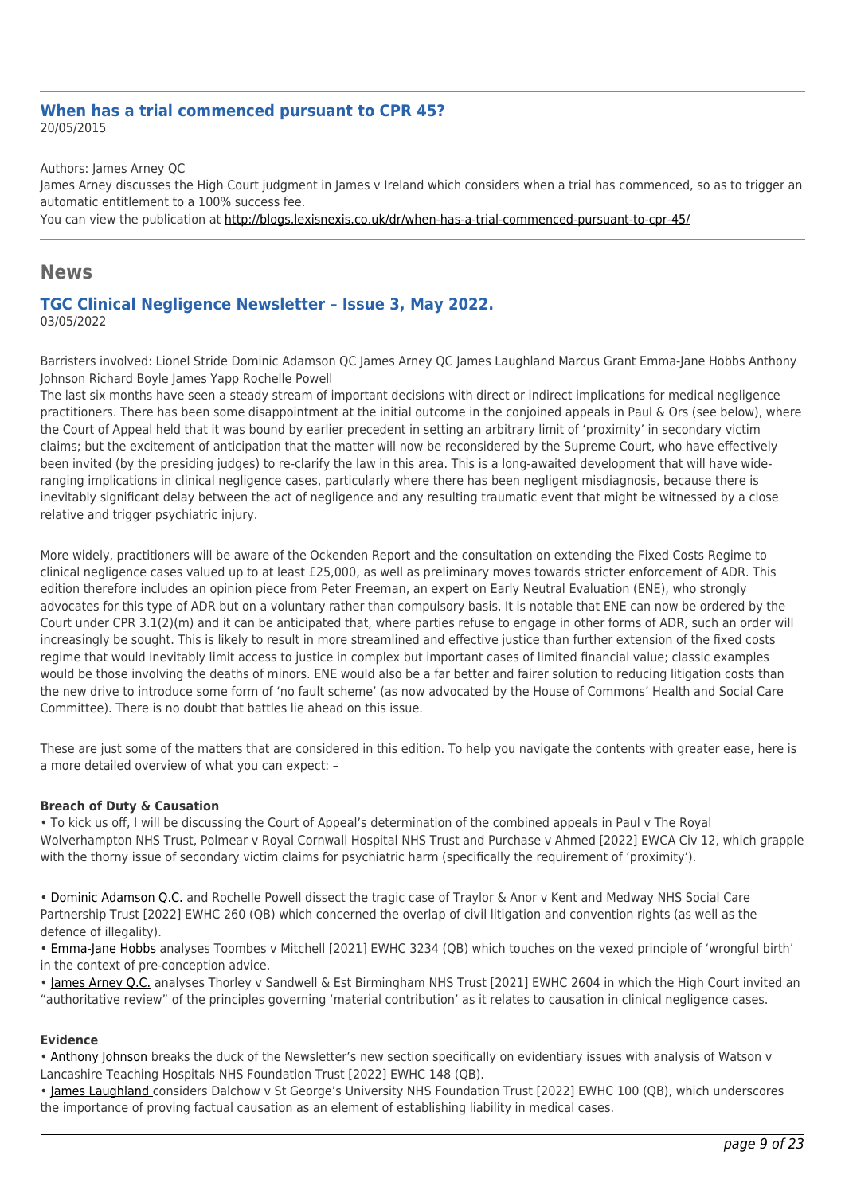### When has a trial commenced pursuant to CPR 45?

20/05/2015

Authors: James Arney QC

James Arney discusses the High Court judgment in James v Ireland which considers when a trial has commenced, so as to trigger an automatic entitlement to a 100% success fee.

You can view the publication at http://blogs.lexisnexis.co.uk/dr/when-has-a-trial-commenced-pursuant-to-cpr-45/

## News

### TGC Clinical Negligence Newsletter – Issue 3, May 2022.

03/05/2022

Barristers involved: Lionel Stride Dominic Adamson QC James Arney QC James Laughland Marcus Grant Emma-Jane Hobbs Anthony Johnson Richard Boyle James Yapp Rochelle Powell

The last six months have seen a steady stream of important decisions with direct or indirect implications for medical negligence practitioners. There has been some disappointment at the initial outcome in the conjoined appeals in Paul & Ors (see below), where the Court of Appeal held that it was bound by earlier precedent in setting an arbitrary limit of 'proximity' in secondary victim claims; but the excitement of anticipation that the matter will now be reconsidered by the Supreme Court, who have effectively been invited (by the presiding judges) to re-clarify the law in this area. This is a long-awaited development that will have wide-ranging implications in clinical negligence cases, particularly where there has been negligent misdiagnosis, because there is inevitably significant delay between the act of negligence and any resulting traumatic event that might be witnessed by a close relative and trigger psychiatric injury.

More widely, practitioners will be aware of the Ockenden Report and the consultation on extending the Fixed Costs Regime to clinical negligence cases valued up to at least £25,000, as well as preliminary moves towards stricter enforcement of ADR. This edition therefore includes an opinion piece from Peter Freeman, an expert on Early Neutral Evaluation (ENE), who strongly advocates for this type of ADR but on a voluntary rather than compulsory basis. It is notable that ENE can now be ordered by the Court under CPR 3.1(2)(m) and it can be anticipated that, where parties refuse to engage in other forms of ADR, such an order will increasingly be sought. This is likely to result in more streamlined and effective justice than further extension of the fixed costs regime that would inevitably limit access to justice in complex but important cases of limited financial value; classic examples would be those involving the deaths of minors. ENE would also be a far better and fairer solution to reducing litigation costs than the new drive to introduce some form of 'no fault scheme' (as now advocated by the House of Commons' Health and Social Care Committee). There is no doubt that battles lie ahead on this issue.

These are just some of the matters that are considered in this edition. To help you navigate the contents with greater ease, here is a more detailed overview of what you can expect: –

**Breach of Duty & Causation**

- To kick us off, I will be discussing the Court of Appeal's determination of the combined appeals in Paul v The Royal Wolverhampton NHS Trust, Polmear v Royal Cornwall Hospital NHS Trust and Purchase v Ahmed [2022] EWCA Civ 12, which grapple with the thorny issue of secondary victim claims for psychiatric harm (specifically the requirement of 'proximity').
- Dominic Adamson Q.C. and Rochelle Powell dissect the tragic case of Traylor & Anor v Kent and Medway NHS Social Care Partnership Trust [2022] EWHC 260 (QB) which concerned the overlap of civil litigation and convention rights (as well as the defence of illegality).
- Emma-Jane Hobbs analyses Toombes v Mitchell [2021] EWHC 3234 (QB) which touches on the vexed principle of 'wrongful birth' in the context of pre-conception advice.
- James Arney Q.C. analyses Thorley v Sandwell & Est Birmingham NHS Trust [2021] EWHC 2604 in which the High Court invited an "authoritative review" of the principles governing 'material contribution' as it relates to causation in clinical negligence cases.

**Evidence**

- Anthony Johnson breaks the duck of the Newsletter's new section specifically on evidentiary issues with analysis of Watson v Lancashire Teaching Hospitals NHS Foundation Trust [2022] EWHC 148 (QB).
- James Laughland considers Dalchow v St George's University NHS Foundation Trust [2022] EWHC 100 (QB), which underscores the importance of proving factual causation as an element of establishing liability in medical cases.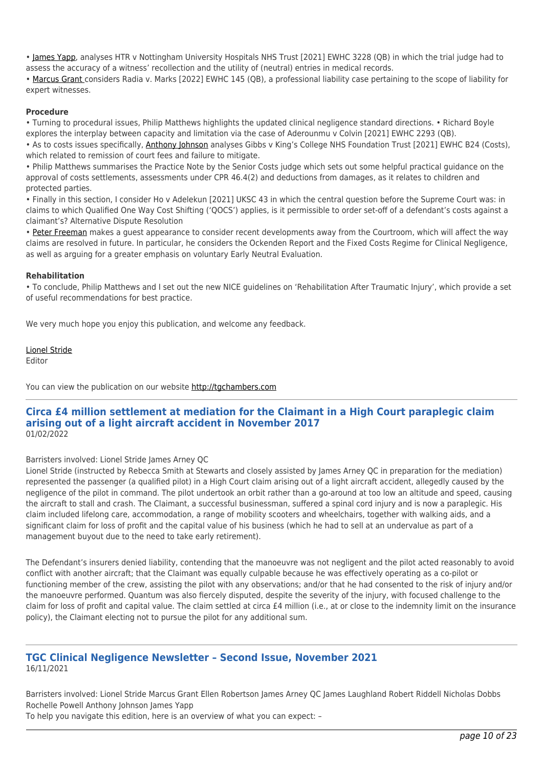• James Yapp, analyses HTR v Nottingham University Hospitals NHS Trust [2021] EWHC 3228 (QB) in which the trial judge had to assess the accuracy of a witness' recollection and the utility of (neutral) entries in medical records.
• Marcus Grant considers Radia v. Marks [2022] EWHC 145 (QB), a professional liability case pertaining to the scope of liability for expert witnesses.

**Procedure**

• Turning to procedural issues, Philip Matthews highlights the updated clinical negligence standard directions. • Richard Boyle explores the interplay between capacity and limitation via the case of Aderounmu v Colvin [2021] EWHC 2293 (QB).
• As to costs issues specifically, Anthony Johnson analyses Gibbs v King's College NHS Foundation Trust [2021] EWHC B24 (Costs), which related to remission of court fees and failure to mitigate.
• Philip Matthews summarises the Practice Note by the Senior Costs judge which sets out some helpful practical guidance on the approval of costs settlements, assessments under CPR 46.4(2) and deductions from damages, as it relates to children and protected parties.
• Finally in this section, I consider Ho v Adelekun [2021] UKSC 43 in which the central question before the Supreme Court was: in claims to which Qualified One Way Cost Shifting ('QOCS') applies, is it permissible to order set-off of a defendant's costs against a claimant's? Alternative Dispute Resolution
• Peter Freeman makes a guest appearance to consider recent developments away from the Courtroom, which will affect the way claims are resolved in future. In particular, he considers the Ockenden Report and the Fixed Costs Regime for Clinical Negligence, as well as arguing for a greater emphasis on voluntary Early Neutral Evaluation.

**Rehabilitation**

• To conclude, Philip Matthews and I set out the new NICE guidelines on 'Rehabilitation After Traumatic Injury', which provide a set of useful recommendations for best practice.

We very much hope you enjoy this publication, and welcome any feedback.

Lionel Stride
Editor

You can view the publication on our website http://tgchambers.com

---

## Circa £4 million settlement at mediation for the Claimant in a High Court paraplegic claim arising out of a light aircraft accident in November 2017

01/02/2022

Barristers involved: Lionel Stride James Arney QC
Lionel Stride (instructed by Rebecca Smith at Stewarts and closely assisted by James Arney QC in preparation for the mediation) represented the passenger (a qualified pilot) in a High Court claim arising out of a light aircraft accident, allegedly caused by the negligence of the pilot in command. The pilot undertook an orbit rather than a go-around at too low an altitude and speed, causing the aircraft to stall and crash. The Claimant, a successful businessman, suffered a spinal cord injury and is now a paraplegic. His claim included lifelong care, accommodation, a range of mobility scooters and wheelchairs, together with walking aids, and a significant claim for loss of profit and the capital value of his business (which he had to sell at an undervalue as part of a management buyout due to the need to take early retirement).

The Defendant's insurers denied liability, contending that the manoeuvre was not negligent and the pilot acted reasonably to avoid conflict with another aircraft; that the Claimant was equally culpable because he was effectively operating as a co-pilot or functioning member of the crew, assisting the pilot with any observations; and/or that he had consented to the risk of injury and/or the manoeuvre performed. Quantum was also fiercely disputed, despite the severity of the injury, with focused challenge to the claim for loss of profit and capital value. The claim settled at circa £4 million (i.e., at or close to the indemnity limit on the insurance policy), the Claimant electing not to pursue the pilot for any additional sum.

---

## TGC Clinical Negligence Newsletter – Second Issue, November 2021

16/11/2021

Barristers involved: Lionel Stride Marcus Grant Ellen Robertson James Arney QC James Laughland Robert Riddell Nicholas Dobbs Rochelle Powell Anthony Johnson James Yapp
To help you navigate this edition, here is an overview of what you can expect: –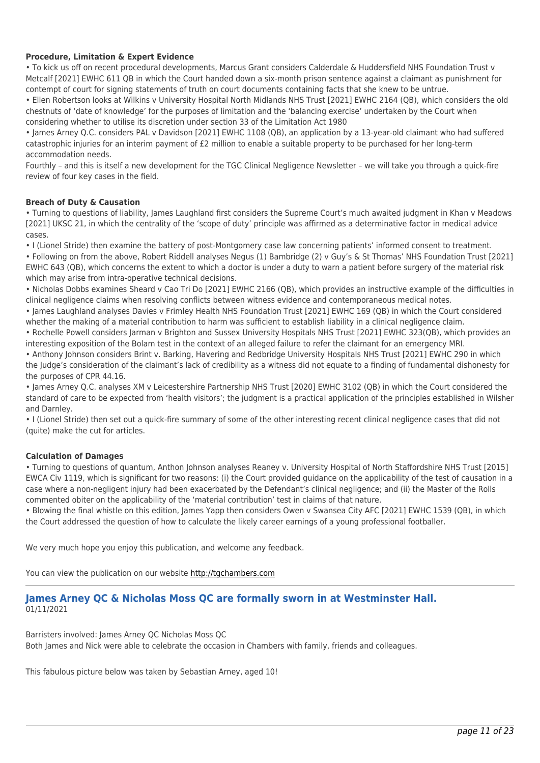**Procedure, Limitation & Expert Evidence**

• To kick us off on recent procedural developments, Marcus Grant considers Calderdale & Huddersfield NHS Foundation Trust v Metcalf [2021] EWHC 611 QB in which the Court handed down a six-month prison sentence against a claimant as punishment for contempt of court for signing statements of truth on court documents containing facts that she knew to be untrue.

• Ellen Robertson looks at Wilkins v University Hospital North Midlands NHS Trust [2021] EWHC 2164 (QB), which considers the old chestnuts of 'date of knowledge' for the purposes of limitation and the 'balancing exercise' undertaken by the Court when considering whether to utilise its discretion under section 33 of the Limitation Act 1980

• James Arney Q.C. considers PAL v Davidson [2021] EWHC 1108 (QB), an application by a 13-year-old claimant who had suffered catastrophic injuries for an interim payment of £2 million to enable a suitable property to be purchased for her long-term accommodation needs.

Fourthly – and this is itself a new development for the TGC Clinical Negligence Newsletter – we will take you through a quick-fire review of four key cases in the field.

**Breach of Duty & Causation**

• Turning to questions of liability, James Laughland first considers the Supreme Court's much awaited judgment in Khan v Meadows [2021] UKSC 21, in which the centrality of the 'scope of duty' principle was affirmed as a determinative factor in medical advice cases.

• I (Lionel Stride) then examine the battery of post-Montgomery case law concerning patients' informed consent to treatment.

• Following on from the above, Robert Riddell analyses Negus (1) Bambridge (2) v Guy's & St Thomas' NHS Foundation Trust [2021] EWHC 643 (QB), which concerns the extent to which a doctor is under a duty to warn a patient before surgery of the material risk which may arise from intra-operative technical decisions.

• Nicholas Dobbs examines Sheard v Cao Tri Do [2021] EWHC 2166 (QB), which provides an instructive example of the difficulties in clinical negligence claims when resolving conflicts between witness evidence and contemporaneous medical notes.

• James Laughland analyses Davies v Frimley Health NHS Foundation Trust [2021] EWHC 169 (QB) in which the Court considered whether the making of a material contribution to harm was sufficient to establish liability in a clinical negligence claim.

• Rochelle Powell considers Jarman v Brighton and Sussex University Hospitals NHS Trust [2021] EWHC 323(QB), which provides an interesting exposition of the Bolam test in the context of an alleged failure to refer the claimant for an emergency MRI.

• Anthony Johnson considers Brint v. Barking, Havering and Redbridge University Hospitals NHS Trust [2021] EWHC 290 in which the Judge's consideration of the claimant's lack of credibility as a witness did not equate to a finding of fundamental dishonesty for the purposes of CPR 44.16.

• James Arney Q.C. analyses XM v Leicestershire Partnership NHS Trust [2020] EWHC 3102 (QB) in which the Court considered the standard of care to be expected from 'health visitors'; the judgment is a practical application of the principles established in Wilsher and Darnley.

• I (Lionel Stride) then set out a quick-fire summary of some of the other interesting recent clinical negligence cases that did not (quite) make the cut for articles.

**Calculation of Damages**

• Turning to questions of quantum, Anthon Johnson analyses Reaney v. University Hospital of North Staffordshire NHS Trust [2015] EWCA Civ 1119, which is significant for two reasons: (i) the Court provided guidance on the applicability of the test of causation in a case where a non-negligent injury had been exacerbated by the Defendant's clinical negligence; and (ii) the Master of the Rolls commented obiter on the applicability of the 'material contribution' test in claims of that nature.

• Blowing the final whistle on this edition, James Yapp then considers Owen v Swansea City AFC [2021] EWHC 1539 (QB), in which the Court addressed the question of how to calculate the likely career earnings of a young professional footballer.

We very much hope you enjoy this publication, and welcome any feedback.

You can view the publication on our website http://tgchambers.com

---

## James Arney QC & Nicholas Moss QC are formally sworn in at Westminster Hall.

01/11/2021

Barristers involved: James Arney QC Nicholas Moss QC

Both James and Nick were able to celebrate the occasion in Chambers with family, friends and colleagues.

This fabulous picture below was taken by Sebastian Arney, aged 10!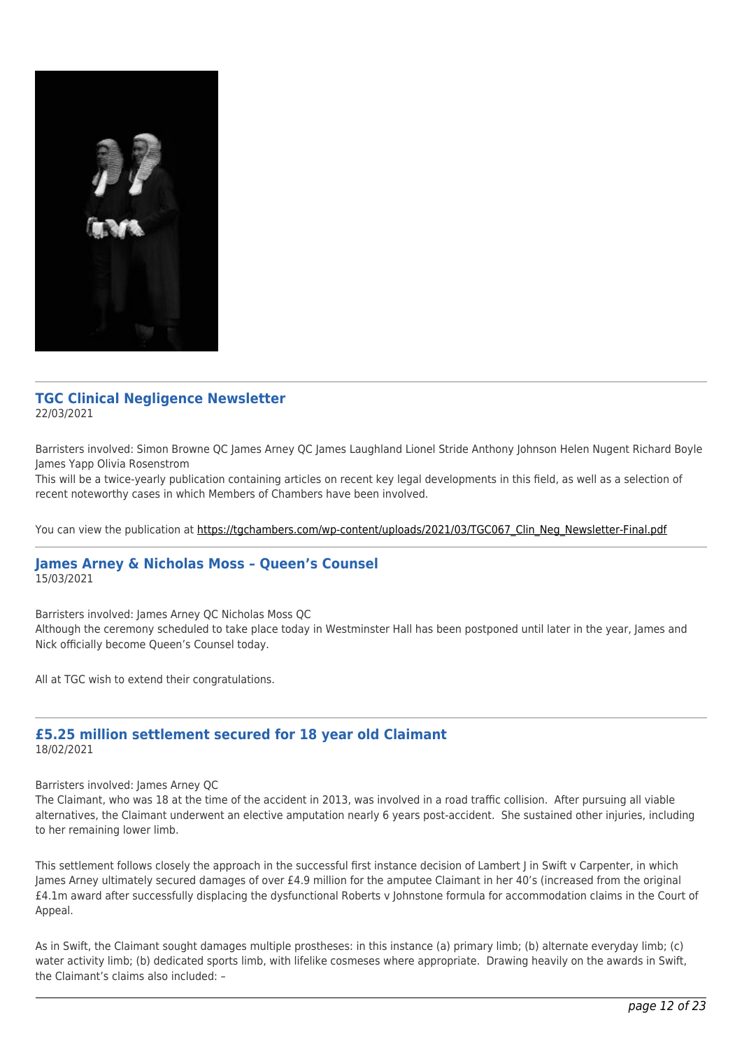## TGC Clinical Negligence Newsletter

22/03/2021

Barristers involved: Simon Browne QC James Arney QC James Laughland Lionel Stride Anthony Johnson Helen Nugent Richard Boyle James Yapp Olivia Rosenstrom

This will be a twice-yearly publication containing articles on recent key legal developments in this field, as well as a selection of recent noteworthy cases in which Members of Chambers have been involved.

You can view the publication at https://tgchambers.com/wp-content/uploads/2021/03/TGC067_Clin_Neg_Newsletter-Final.pdf

## James Arney & Nicholas Moss – Queen's Counsel

15/03/2021

Barristers involved: James Arney QC Nicholas Moss QC

Although the ceremony scheduled to take place today in Westminster Hall has been postponed until later in the year, James and Nick officially become Queen's Counsel today.

All at TGC wish to extend their congratulations.

## £5.25 million settlement secured for 18 year old Claimant

18/02/2021

Barristers involved: James Arney QC

The Claimant, who was 18 at the time of the accident in 2013, was involved in a road traffic collision. After pursuing all viable alternatives, the Claimant underwent an elective amputation nearly 6 years post-accident. She sustained other injuries, including to her remaining lower limb.

This settlement follows closely the approach in the successful first instance decision of Lambert J in Swift v Carpenter, in which James Arney ultimately secured damages of over £4.9 million for the amputee Claimant in her 40's (increased from the original £4.1m award after successfully displacing the dysfunctional Roberts v Johnstone formula for accommodation claims in the Court of Appeal.

As in Swift, the Claimant sought damages multiple prostheses: in this instance (a) primary limb; (b) alternate everyday limb; (c) water activity limb; (b) dedicated sports limb, with lifelike cosmeses where appropriate. Drawing heavily on the awards in Swift, the Claimant's claims also included: –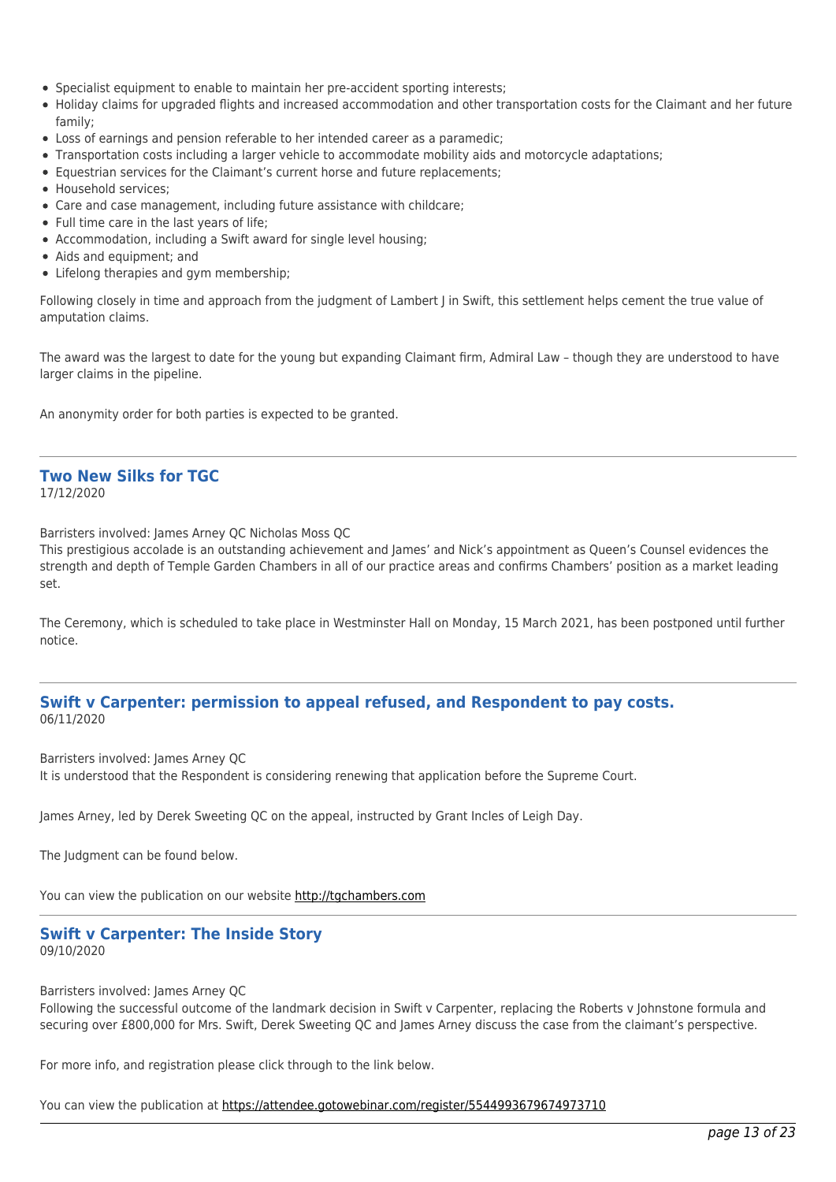- Specialist equipment to enable to maintain her pre-accident sporting interests;
- Holiday claims for upgraded flights and increased accommodation and other transportation costs for the Claimant and her future family;
- Loss of earnings and pension referable to her intended career as a paramedic;
- Transportation costs including a larger vehicle to accommodate mobility aids and motorcycle adaptations;
- Equestrian services for the Claimant's current horse and future replacements;
- Household services;
- Care and case management, including future assistance with childcare;
- Full time care in the last years of life;
- Accommodation, including a Swift award for single level housing;
- Aids and equipment; and
- Lifelong therapies and gym membership;

Following closely in time and approach from the judgment of Lambert J in Swift, this settlement helps cement the true value of amputation claims.

The award was the largest to date for the young but expanding Claimant firm, Admiral Law – though they are understood to have larger claims in the pipeline.

An anonymity order for both parties is expected to be granted.

---

## Two New Silks for TGC

17/12/2020

Barristers involved: James Arney QC Nicholas Moss QC

This prestigious accolade is an outstanding achievement and James' and Nick's appointment as Queen's Counsel evidences the strength and depth of Temple Garden Chambers in all of our practice areas and confirms Chambers' position as a market leading set.

The Ceremony, which is scheduled to take place in Westminster Hall on Monday, 15 March 2021, has been postponed until further notice.

---

## Swift v Carpenter: permission to appeal refused, and Respondent to pay costs.

06/11/2020

Barristers involved: James Arney QC

It is understood that the Respondent is considering renewing that application before the Supreme Court.

James Arney, led by Derek Sweeting QC on the appeal, instructed by Grant Incles of Leigh Day.

The Judgment can be found below.

You can view the publication on our website http://tgchambers.com

---

## Swift v Carpenter: The Inside Story

09/10/2020

Barristers involved: James Arney QC

Following the successful outcome of the landmark decision in Swift v Carpenter, replacing the Roberts v Johnstone formula and securing over £800,000 for Mrs. Swift, Derek Sweeting QC and James Arney discuss the case from the claimant's perspective.

For more info, and registration please click through to the link below.

You can view the publication at https://attendee.gotowebinar.com/register/5544993679674973710

---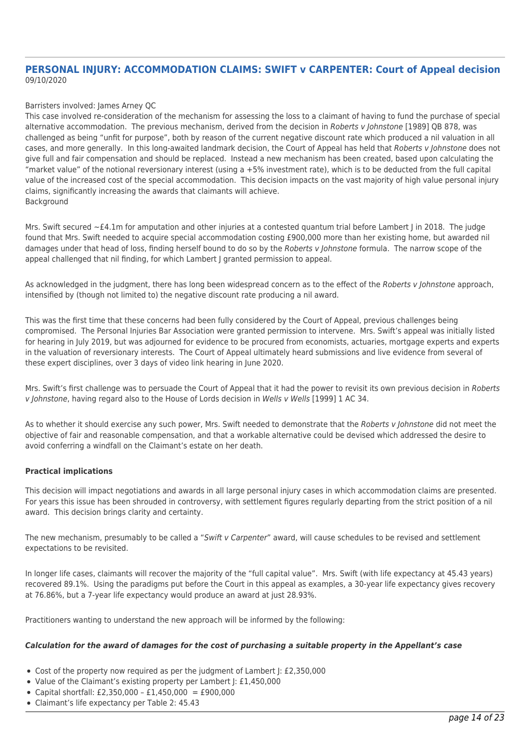## PERSONAL INJURY: ACCOMMODATION CLAIMS: SWIFT v CARPENTER: Court of Appeal decision

09/10/2020

Barristers involved: James Arney QC

This case involved re-consideration of the mechanism for assessing the loss to a claimant of having to fund the purchase of special alternative accommodation. The previous mechanism, derived from the decision in *Roberts v Johnstone* [1989] QB 878, was challenged as being "unfit for purpose", both by reason of the current negative discount rate which produced a nil valuation in all cases, and more generally. In this long-awaited landmark decision, the Court of Appeal has held that *Roberts v Johnstone* does not give full and fair compensation and should be replaced. Instead a new mechanism has been created, based upon calculating the "market value" of the notional reversionary interest (using a +5% investment rate), which is to be deducted from the full capital value of the increased cost of the special accommodation. This decision impacts on the vast majority of high value personal injury claims, significantly increasing the awards that claimants will achieve.

Background

Mrs. Swift secured ~£4.1m for amputation and other injuries at a contested quantum trial before Lambert J in 2018. The judge found that Mrs. Swift needed to acquire special accommodation costing £900,000 more than her existing home, but awarded nil damages under that head of loss, finding herself bound to do so by the *Roberts v Johnstone* formula. The narrow scope of the appeal challenged that nil finding, for which Lambert J granted permission to appeal.

As acknowledged in the judgment, there has long been widespread concern as to the effect of the *Roberts v Johnstone* approach, intensified by (though not limited to) the negative discount rate producing a nil award.

This was the first time that these concerns had been fully considered by the Court of Appeal, previous challenges being compromised. The Personal Injuries Bar Association were granted permission to intervene. Mrs. Swift's appeal was initially listed for hearing in July 2019, but was adjourned for evidence to be procured from economists, actuaries, mortgage experts and experts in the valuation of reversionary interests. The Court of Appeal ultimately heard submissions and live evidence from several of these expert disciplines, over 3 days of video link hearing in June 2020.

Mrs. Swift's first challenge was to persuade the Court of Appeal that it had the power to revisit its own previous decision in *Roberts v Johnstone*, having regard also to the House of Lords decision in *Wells v Wells* [1999] 1 AC 34.

As to whether it should exercise any such power, Mrs. Swift needed to demonstrate that the *Roberts v Johnstone* did not meet the objective of fair and reasonable compensation, and that a workable alternative could be devised which addressed the desire to avoid conferring a windfall on the Claimant's estate on her death.

**Practical implications**

This decision will impact negotiations and awards in all large personal injury cases in which accommodation claims are presented. For years this issue has been shrouded in controversy, with settlement figures regularly departing from the strict position of a nil award. This decision brings clarity and certainty.

The new mechanism, presumably to be called a "*Swift v Carpenter*" award, will cause schedules to be revised and settlement expectations to be revisited.

In longer life cases, claimants will recover the majority of the "full capital value". Mrs. Swift (with life expectancy at 45.43 years) recovered 89.1%. Using the paradigms put before the Court in this appeal as examples, a 30-year life expectancy gives recovery at 76.86%, but a 7-year life expectancy would produce an award at just 28.93%.

Practitioners wanting to understand the new approach will be informed by the following:

***Calculation for the award of damages for the cost of purchasing a suitable property in the Appellant's case***

- Cost of the property now required as per the judgment of Lambert J: £2,350,000
- Value of the Claimant's existing property per Lambert J: £1,450,000
- Capital shortfall: £2,350,000 – £1,450,000 = £900,000
- Claimant's life expectancy per Table 2: 45.43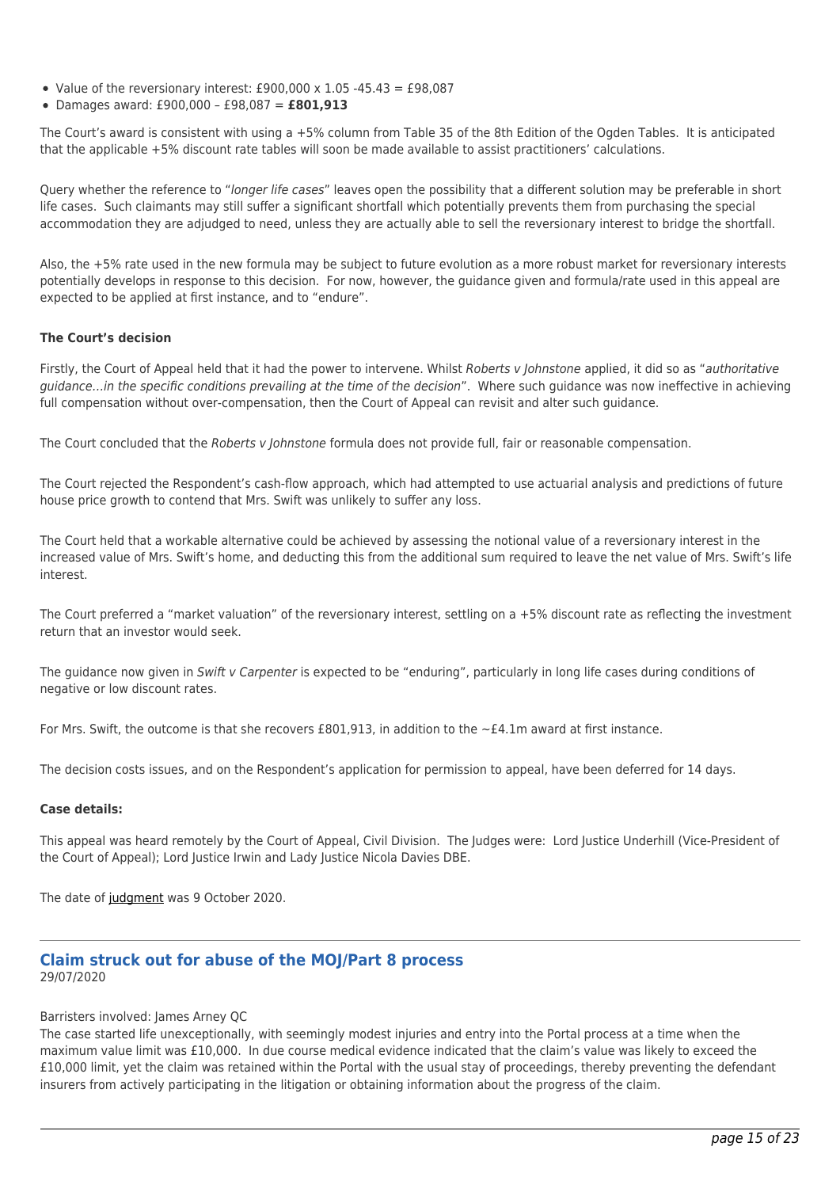- Value of the reversionary interest: £900,000 x 1.05 -45.43 = £98,087
- Damages award: £900,000 – £98,087 = **£801,913**

The Court's award is consistent with using a +5% column from Table 35 of the 8th Edition of the Ogden Tables. It is anticipated that the applicable +5% discount rate tables will soon be made available to assist practitioners' calculations.

Query whether the reference to "*longer life cases*" leaves open the possibility that a different solution may be preferable in short life cases. Such claimants may still suffer a significant shortfall which potentially prevents them from purchasing the special accommodation they are adjudged to need, unless they are actually able to sell the reversionary interest to bridge the shortfall.

Also, the +5% rate used in the new formula may be subject to future evolution as a more robust market for reversionary interests potentially develops in response to this decision. For now, however, the guidance given and formula/rate used in this appeal are expected to be applied at first instance, and to "endure".

**The Court's decision**

Firstly, the Court of Appeal held that it had the power to intervene. Whilst *Roberts v Johnstone* applied, it did so as "*authoritative guidance…in the specific conditions prevailing at the time of the decision*". Where such guidance was now ineffective in achieving full compensation without over-compensation, then the Court of Appeal can revisit and alter such guidance.

The Court concluded that the *Roberts v Johnstone* formula does not provide full, fair or reasonable compensation.

The Court rejected the Respondent's cash-flow approach, which had attempted to use actuarial analysis and predictions of future house price growth to contend that Mrs. Swift was unlikely to suffer any loss.

The Court held that a workable alternative could be achieved by assessing the notional value of a reversionary interest in the increased value of Mrs. Swift's home, and deducting this from the additional sum required to leave the net value of Mrs. Swift's life interest.

The Court preferred a "market valuation" of the reversionary interest, settling on a +5% discount rate as reflecting the investment return that an investor would seek.

The guidance now given in *Swift v Carpenter* is expected to be "enduring", particularly in long life cases during conditions of negative or low discount rates.

For Mrs. Swift, the outcome is that she recovers £801,913, in addition to the ~£4.1m award at first instance.

The decision costs issues, and on the Respondent's application for permission to appeal, have been deferred for 14 days.

**Case details:**

This appeal was heard remotely by the Court of Appeal, Civil Division. The Judges were: Lord Justice Underhill (Vice-President of the Court of Appeal); Lord Justice Irwin and Lady Justice Nicola Davies DBE.

The date of judgment was 9 October 2020.

---

## Claim struck out for abuse of the MOJ/Part 8 process

29/07/2020

Barristers involved: James Arney QC

The case started life unexceptionally, with seemingly modest injuries and entry into the Portal process at a time when the maximum value limit was £10,000. In due course medical evidence indicated that the claim's value was likely to exceed the £10,000 limit, yet the claim was retained within the Portal with the usual stay of proceedings, thereby preventing the defendant insurers from actively participating in the litigation or obtaining information about the progress of the claim.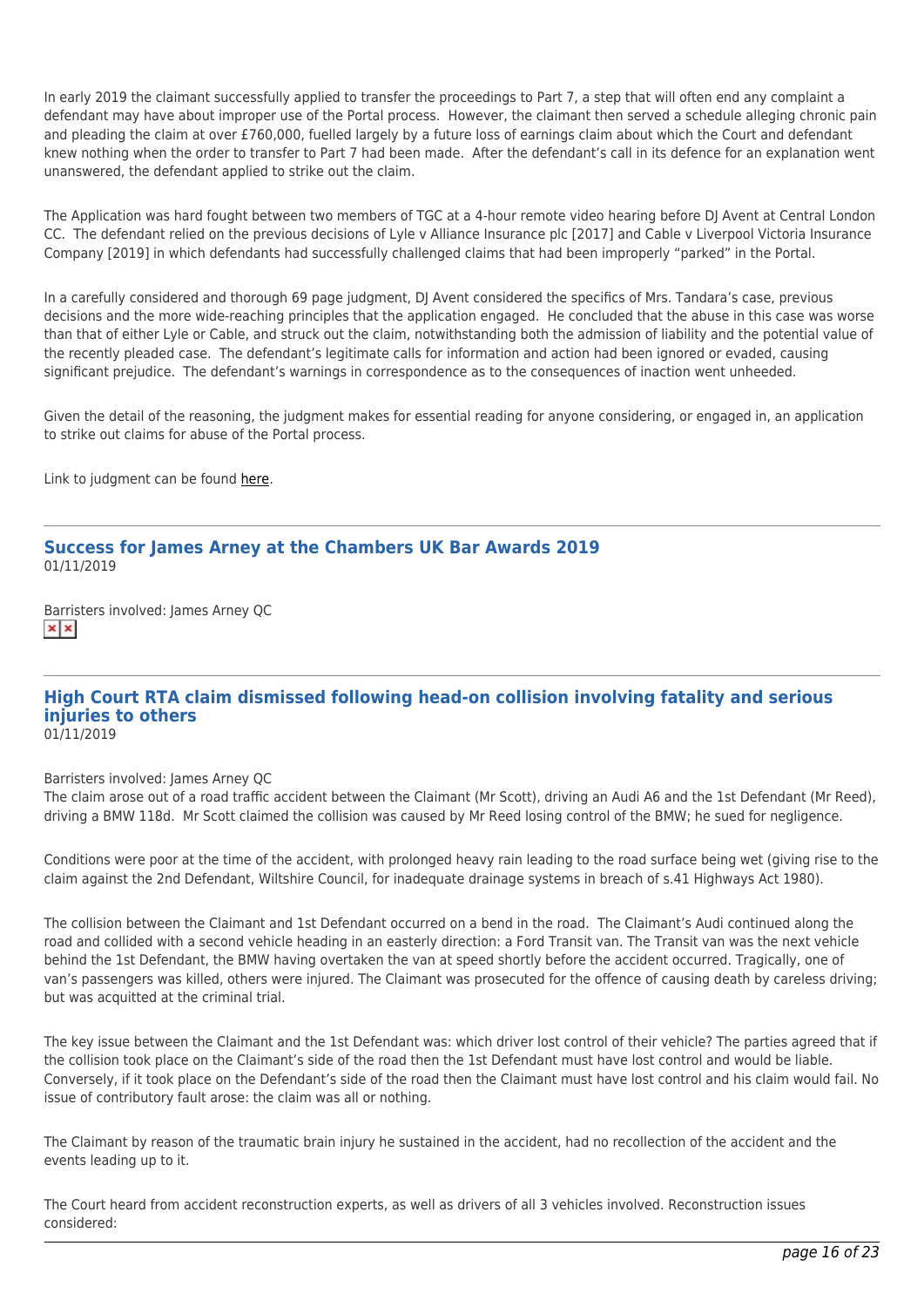In early 2019 the claimant successfully applied to transfer the proceedings to Part 7, a step that will often end any complaint a defendant may have about improper use of the Portal process. However, the claimant then served a schedule alleging chronic pain and pleading the claim at over £760,000, fuelled largely by a future loss of earnings claim about which the Court and defendant knew nothing when the order to transfer to Part 7 had been made. After the defendant's call in its defence for an explanation went unanswered, the defendant applied to strike out the claim.

The Application was hard fought between two members of TGC at a 4-hour remote video hearing before DJ Avent at Central London CC. The defendant relied on the previous decisions of Lyle v Alliance Insurance plc [2017] and Cable v Liverpool Victoria Insurance Company [2019] in which defendants had successfully challenged claims that had been improperly "parked" in the Portal.

In a carefully considered and thorough 69 page judgment, DJ Avent considered the specifics of Mrs. Tandara's case, previous decisions and the more wide-reaching principles that the application engaged. He concluded that the abuse in this case was worse than that of either Lyle or Cable, and struck out the claim, notwithstanding both the admission of liability and the potential value of the recently pleaded case. The defendant's legitimate calls for information and action had been ignored or evaded, causing significant prejudice. The defendant's warnings in correspondence as to the consequences of inaction went unheeded.

Given the detail of the reasoning, the judgment makes for essential reading for anyone considering, or engaged in, an application to strike out claims for abuse of the Portal process.

Link to judgment can be found here.

---

## Success for James Arney at the Chambers UK Bar Awards 2019

01/11/2019

Barristers involved: James Arney QC

---

## High Court RTA claim dismissed following head-on collision involving fatality and serious injuries to others

01/11/2019

Barristers involved: James Arney QC

The claim arose out of a road traffic accident between the Claimant (Mr Scott), driving an Audi A6 and the 1st Defendant (Mr Reed), driving a BMW 118d. Mr Scott claimed the collision was caused by Mr Reed losing control of the BMW; he sued for negligence.

Conditions were poor at the time of the accident, with prolonged heavy rain leading to the road surface being wet (giving rise to the claim against the 2nd Defendant, Wiltshire Council, for inadequate drainage systems in breach of s.41 Highways Act 1980).

The collision between the Claimant and 1st Defendant occurred on a bend in the road. The Claimant's Audi continued along the road and collided with a second vehicle heading in an easterly direction: a Ford Transit van. The Transit van was the next vehicle behind the 1st Defendant, the BMW having overtaken the van at speed shortly before the accident occurred. Tragically, one of van's passengers was killed, others were injured. The Claimant was prosecuted for the offence of causing death by careless driving; but was acquitted at the criminal trial.

The key issue between the Claimant and the 1st Defendant was: which driver lost control of their vehicle? The parties agreed that if the collision took place on the Claimant's side of the road then the 1st Defendant must have lost control and would be liable. Conversely, if it took place on the Defendant's side of the road then the Claimant must have lost control and his claim would fail. No issue of contributory fault arose: the claim was all or nothing.

The Claimant by reason of the traumatic brain injury he sustained in the accident, had no recollection of the accident and the events leading up to it.

The Court heard from accident reconstruction experts, as well as drivers of all 3 vehicles involved. Reconstruction issues considered: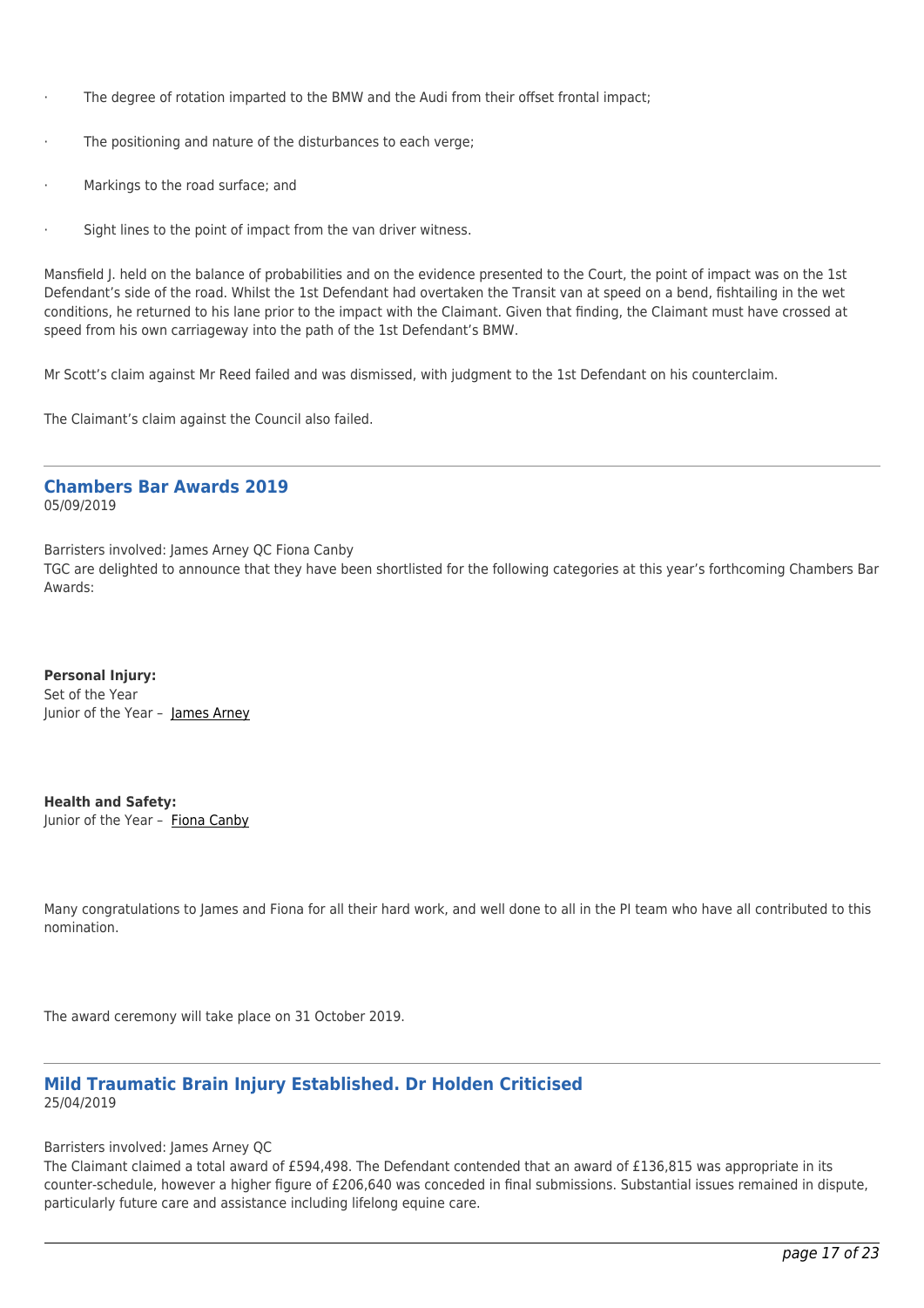- The degree of rotation imparted to the BMW and the Audi from their offset frontal impact;
- The positioning and nature of the disturbances to each verge;
- Markings to the road surface; and
- Sight lines to the point of impact from the van driver witness.

Mansfield J. held on the balance of probabilities and on the evidence presented to the Court, the point of impact was on the 1st Defendant's side of the road. Whilst the 1st Defendant had overtaken the Transit van at speed on a bend, fishtailing in the wet conditions, he returned to his lane prior to the impact with the Claimant. Given that finding, the Claimant must have crossed at speed from his own carriageway into the path of the 1st Defendant's BMW.

Mr Scott's claim against Mr Reed failed and was dismissed, with judgment to the 1st Defendant on his counterclaim.

The Claimant's claim against the Council also failed.

---

## Chambers Bar Awards 2019

05/09/2019

Barristers involved: James Arney QC Fiona Canby

TGC are delighted to announce that they have been shortlisted for the following categories at this year's forthcoming Chambers Bar Awards:

**Personal Injury:**
Set of the Year
Junior of the Year – James Arney

**Health and Safety:**
Junior of the Year – Fiona Canby

Many congratulations to James and Fiona for all their hard work, and well done to all in the PI team who have all contributed to this nomination.

The award ceremony will take place on 31 October 2019.

---

## Mild Traumatic Brain Injury Established. Dr Holden Criticised

25/04/2019

Barristers involved: James Arney QC

The Claimant claimed a total award of £594,498. The Defendant contended that an award of £136,815 was appropriate in its counter-schedule, however a higher figure of £206,640 was conceded in final submissions. Substantial issues remained in dispute, particularly future care and assistance including lifelong equine care.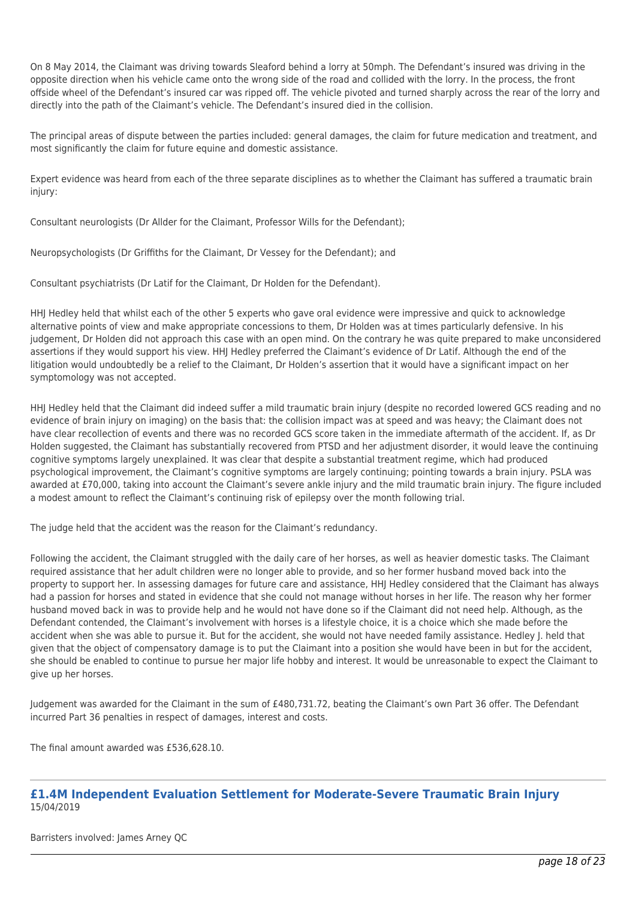On 8 May 2014, the Claimant was driving towards Sleaford behind a lorry at 50mph. The Defendant's insured was driving in the opposite direction when his vehicle came onto the wrong side of the road and collided with the lorry. In the process, the front offside wheel of the Defendant's insured car was ripped off. The vehicle pivoted and turned sharply across the rear of the lorry and directly into the path of the Claimant's vehicle. The Defendant's insured died in the collision.

The principal areas of dispute between the parties included: general damages, the claim for future medication and treatment, and most significantly the claim for future equine and domestic assistance.

Expert evidence was heard from each of the three separate disciplines as to whether the Claimant has suffered a traumatic brain injury:

Consultant neurologists (Dr Allder for the Claimant, Professor Wills for the Defendant);

Neuropsychologists (Dr Griffiths for the Claimant, Dr Vessey for the Defendant); and

Consultant psychiatrists (Dr Latif for the Claimant, Dr Holden for the Defendant).

HHJ Hedley held that whilst each of the other 5 experts who gave oral evidence were impressive and quick to acknowledge alternative points of view and make appropriate concessions to them, Dr Holden was at times particularly defensive. In his judgement, Dr Holden did not approach this case with an open mind. On the contrary he was quite prepared to make unconsidered assertions if they would support his view. HHJ Hedley preferred the Claimant's evidence of Dr Latif. Although the end of the litigation would undoubtedly be a relief to the Claimant, Dr Holden's assertion that it would have a significant impact on her symptomology was not accepted.

HHJ Hedley held that the Claimant did indeed suffer a mild traumatic brain injury (despite no recorded lowered GCS reading and no evidence of brain injury on imaging) on the basis that: the collision impact was at speed and was heavy; the Claimant does not have clear recollection of events and there was no recorded GCS score taken in the immediate aftermath of the accident. If, as Dr Holden suggested, the Claimant has substantially recovered from PTSD and her adjustment disorder, it would leave the continuing cognitive symptoms largely unexplained. It was clear that despite a substantial treatment regime, which had produced psychological improvement, the Claimant's cognitive symptoms are largely continuing; pointing towards a brain injury. PSLA was awarded at £70,000, taking into account the Claimant's severe ankle injury and the mild traumatic brain injury. The figure included a modest amount to reflect the Claimant's continuing risk of epilepsy over the month following trial.

The judge held that the accident was the reason for the Claimant's redundancy.

Following the accident, the Claimant struggled with the daily care of her horses, as well as heavier domestic tasks. The Claimant required assistance that her adult children were no longer able to provide, and so her former husband moved back into the property to support her. In assessing damages for future care and assistance, HHJ Hedley considered that the Claimant has always had a passion for horses and stated in evidence that she could not manage without horses in her life. The reason why her former husband moved back in was to provide help and he would not have done so if the Claimant did not need help. Although, as the Defendant contended, the Claimant's involvement with horses is a lifestyle choice, it is a choice which she made before the accident when she was able to pursue it. But for the accident, she would not have needed family assistance. Hedley J. held that given that the object of compensatory damage is to put the Claimant into a position she would have been in but for the accident, she should be enabled to continue to pursue her major life hobby and interest. It would be unreasonable to expect the Claimant to give up her horses.

Judgement was awarded for the Claimant in the sum of £480,731.72, beating the Claimant's own Part 36 offer. The Defendant incurred Part 36 penalties in respect of damages, interest and costs.

The final amount awarded was £536,628.10.

---

## £1.4M Independent Evaluation Settlement for Moderate-Severe Traumatic Brain Injury

15/04/2019

Barristers involved: James Arney QC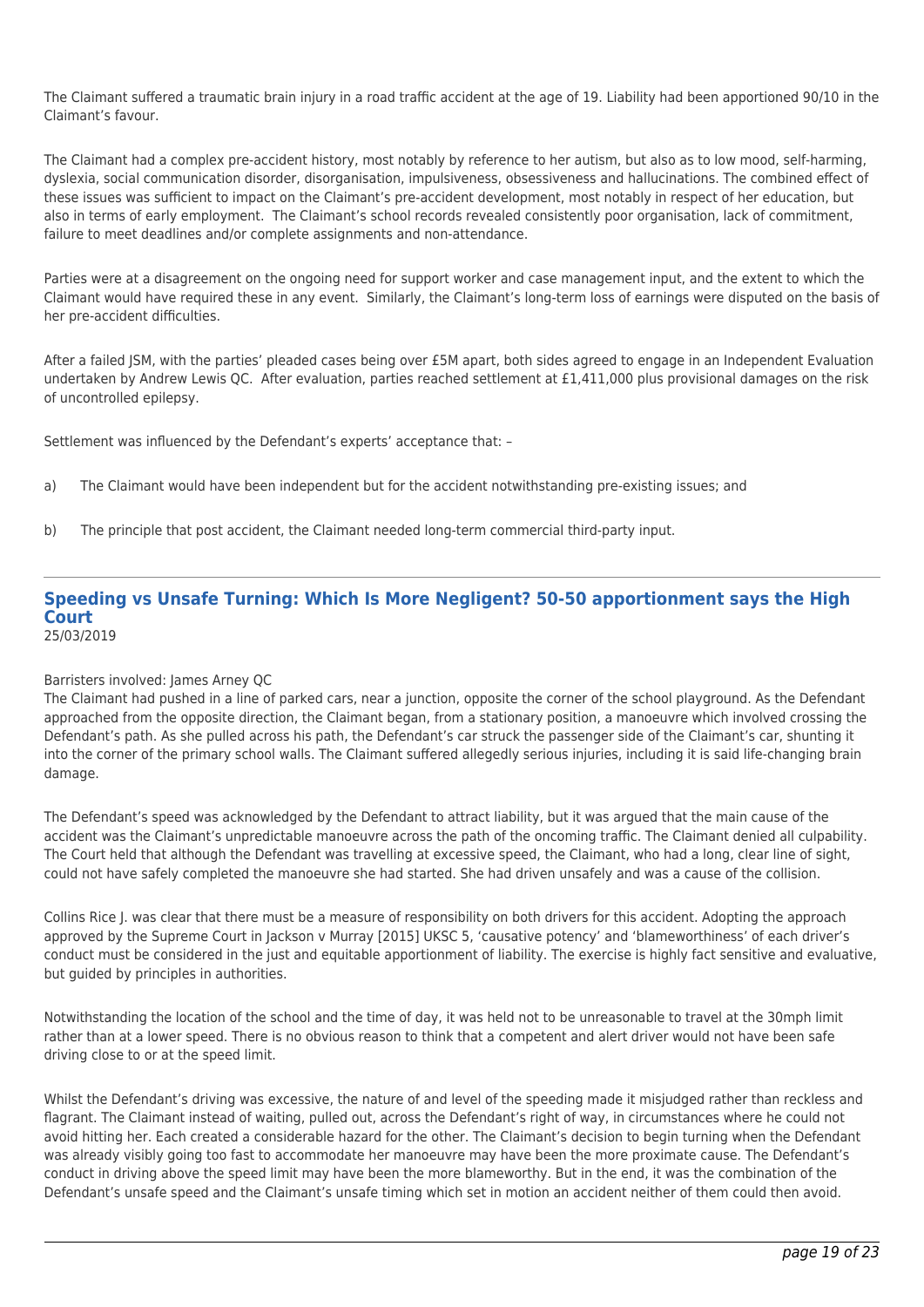The Claimant suffered a traumatic brain injury in a road traffic accident at the age of 19. Liability had been apportioned 90/10 in the Claimant's favour.

The Claimant had a complex pre-accident history, most notably by reference to her autism, but also as to low mood, self-harming, dyslexia, social communication disorder, disorganisation, impulsiveness, obsessiveness and hallucinations. The combined effect of these issues was sufficient to impact on the Claimant's pre-accident development, most notably in respect of her education, but also in terms of early employment.  The Claimant's school records revealed consistently poor organisation, lack of commitment, failure to meet deadlines and/or complete assignments and non-attendance.

Parties were at a disagreement on the ongoing need for support worker and case management input, and the extent to which the Claimant would have required these in any event.  Similarly, the Claimant's long-term loss of earnings were disputed on the basis of her pre-accident difficulties.

After a failed JSM, with the parties' pleaded cases being over £5M apart, both sides agreed to engage in an Independent Evaluation undertaken by Andrew Lewis QC.  After evaluation, parties reached settlement at £1,411,000 plus provisional damages on the risk of uncontrolled epilepsy.

Settlement was influenced by the Defendant's experts' acceptance that: –

a)  The Claimant would have been independent but for the accident notwithstanding pre-existing issues; and

b)  The principle that post accident, the Claimant needed long-term commercial third-party input.

---

## Speeding vs Unsafe Turning: Which Is More Negligent? 50-50 apportionment says the High Court

25/03/2019

Barristers involved: James Arney QC

The Claimant had pushed in a line of parked cars, near a junction, opposite the corner of the school playground. As the Defendant approached from the opposite direction, the Claimant began, from a stationary position, a manoeuvre which involved crossing the Defendant's path. As she pulled across his path, the Defendant's car struck the passenger side of the Claimant's car, shunting it into the corner of the primary school walls. The Claimant suffered allegedly serious injuries, including it is said life-changing brain damage.

The Defendant's speed was acknowledged by the Defendant to attract liability, but it was argued that the main cause of the accident was the Claimant's unpredictable manoeuvre across the path of the oncoming traffic. The Claimant denied all culpability. The Court held that although the Defendant was travelling at excessive speed, the Claimant, who had a long, clear line of sight, could not have safely completed the manoeuvre she had started. She had driven unsafely and was a cause of the collision.

Collins Rice J. was clear that there must be a measure of responsibility on both drivers for this accident. Adopting the approach approved by the Supreme Court in Jackson v Murray [2015] UKSC 5, 'causative potency' and 'blameworthiness' of each driver's conduct must be considered in the just and equitable apportionment of liability. The exercise is highly fact sensitive and evaluative, but guided by principles in authorities.

Notwithstanding the location of the school and the time of day, it was held not to be unreasonable to travel at the 30mph limit rather than at a lower speed. There is no obvious reason to think that a competent and alert driver would not have been safe driving close to or at the speed limit.

Whilst the Defendant's driving was excessive, the nature of and level of the speeding made it misjudged rather than reckless and flagrant. The Claimant instead of waiting, pulled out, across the Defendant's right of way, in circumstances where he could not avoid hitting her. Each created a considerable hazard for the other. The Claimant's decision to begin turning when the Defendant was already visibly going too fast to accommodate her manoeuvre may have been the more proximate cause. The Defendant's conduct in driving above the speed limit may have been the more blameworthy. But in the end, it was the combination of the Defendant's unsafe speed and the Claimant's unsafe timing which set in motion an accident neither of them could then avoid.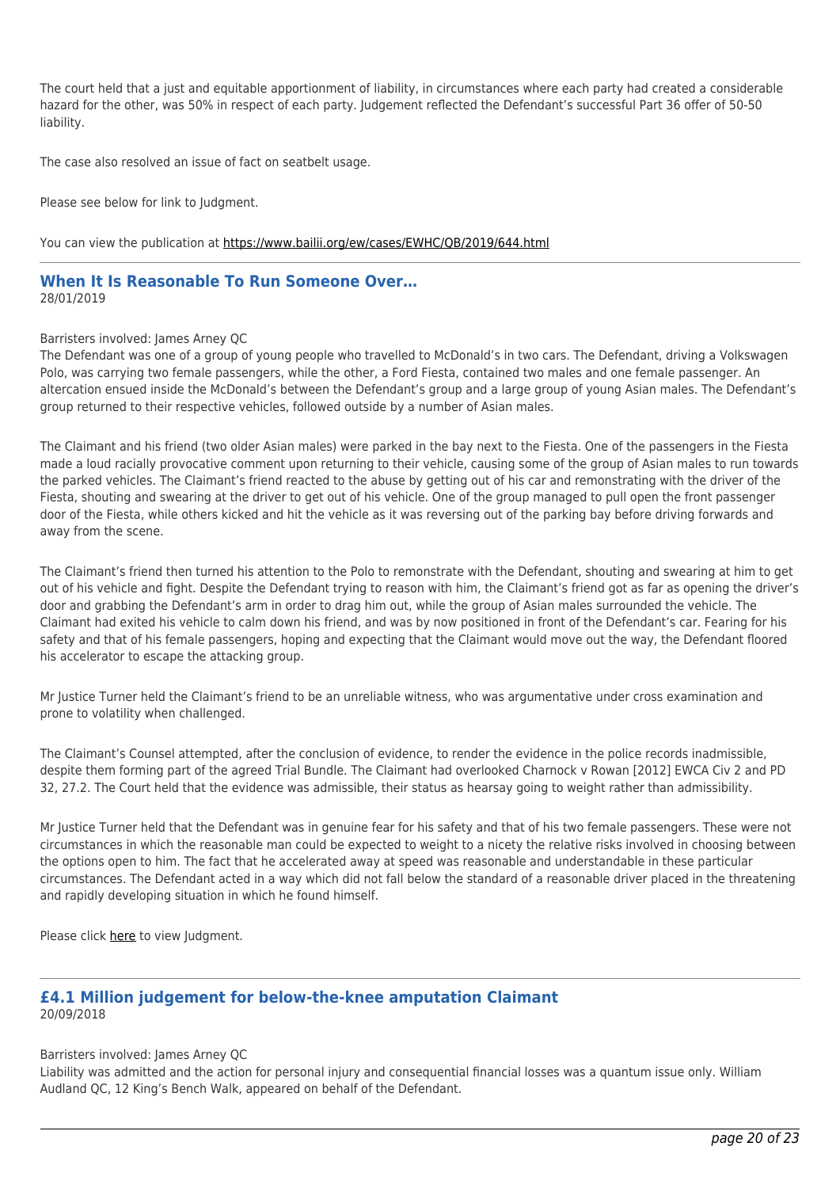The court held that a just and equitable apportionment of liability, in circumstances where each party had created a considerable hazard for the other, was 50% in respect of each party. Judgement reflected the Defendant's successful Part 36 offer of 50-50 liability.

The case also resolved an issue of fact on seatbelt usage.

Please see below for link to Judgment.

You can view the publication at [https://www.bailii.org/ew/cases/EWHC/QB/2019/644.html](https://www.bailii.org/ew/cases/EWHC/QB/2019/644.html)

---

## When It Is Reasonable To Run Someone Over...

28/01/2019

Barristers involved: James Arney QC

The Defendant was one of a group of young people who travelled to McDonald's in two cars. The Defendant, driving a Volkswagen Polo, was carrying two female passengers, while the other, a Ford Fiesta, contained two males and one female passenger. An altercation ensued inside the McDonald's between the Defendant's group and a large group of young Asian males. The Defendant's group returned to their respective vehicles, followed outside by a number of Asian males.

The Claimant and his friend (two older Asian males) were parked in the bay next to the Fiesta. One of the passengers in the Fiesta made a loud racially provocative comment upon returning to their vehicle, causing some of the group of Asian males to run towards the parked vehicles. The Claimant's friend reacted to the abuse by getting out of his car and remonstrating with the driver of the Fiesta, shouting and swearing at the driver to get out of his vehicle. One of the group managed to pull open the front passenger door of the Fiesta, while others kicked and hit the vehicle as it was reversing out of the parking bay before driving forwards and away from the scene.

The Claimant's friend then turned his attention to the Polo to remonstrate with the Defendant, shouting and swearing at him to get out of his vehicle and fight. Despite the Defendant trying to reason with him, the Claimant's friend got as far as opening the driver's door and grabbing the Defendant's arm in order to drag him out, while the group of Asian males surrounded the vehicle. The Claimant had exited his vehicle to calm down his friend, and was by now positioned in front of the Defendant's car. Fearing for his safety and that of his female passengers, hoping and expecting that the Claimant would move out the way, the Defendant floored his accelerator to escape the attacking group.

Mr Justice Turner held the Claimant's friend to be an unreliable witness, who was argumentative under cross examination and prone to volatility when challenged.

The Claimant's Counsel attempted, after the conclusion of evidence, to render the evidence in the police records inadmissible, despite them forming part of the agreed Trial Bundle. The Claimant had overlooked Charnock v Rowan [2012] EWCA Civ 2 and PD 32, 27.2. The Court held that the evidence was admissible, their status as hearsay going to weight rather than admissibility.

Mr Justice Turner held that the Defendant was in genuine fear for his safety and that of his two female passengers. These were not circumstances in which the reasonable man could be expected to weight to a nicety the relative risks involved in choosing between the options open to him. The fact that he accelerated away at speed was reasonable and understandable in these particular circumstances. The Defendant acted in a way which did not fall below the standard of a reasonable driver placed in the threatening and rapidly developing situation in which he found himself.

Please click here to view Judgment.

---

## £4.1 Million judgement for below-the-knee amputation Claimant

20/09/2018

Barristers involved: James Arney QC

Liability was admitted and the action for personal injury and consequential financial losses was a quantum issue only. William Audland QC, 12 King's Bench Walk, appeared on behalf of the Defendant.

---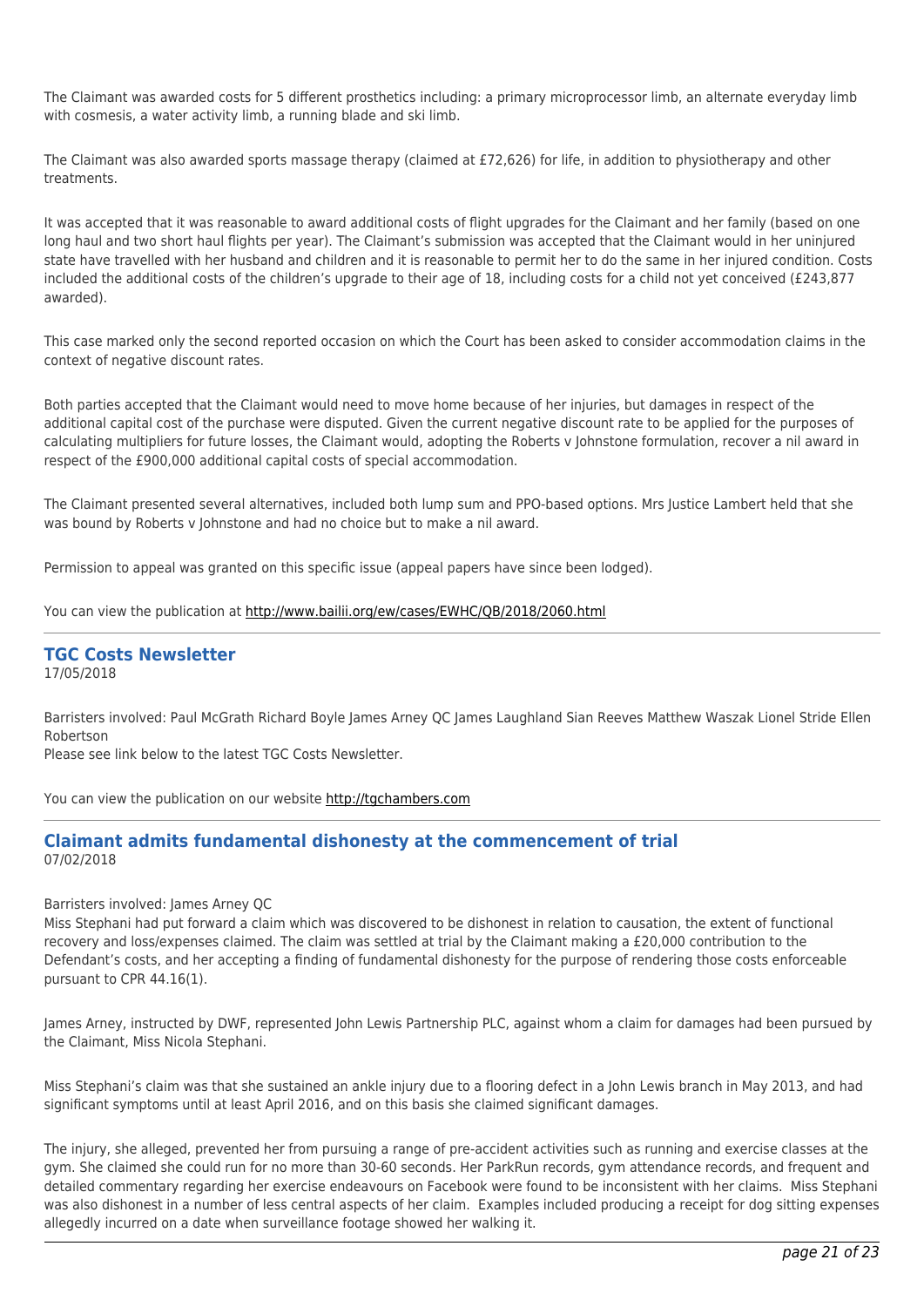The Claimant was awarded costs for 5 different prosthetics including: a primary microprocessor limb, an alternate everyday limb with cosmesis, a water activity limb, a running blade and ski limb.

The Claimant was also awarded sports massage therapy (claimed at £72,626) for life, in addition to physiotherapy and other treatments.

It was accepted that it was reasonable to award additional costs of flight upgrades for the Claimant and her family (based on one long haul and two short haul flights per year). The Claimant's submission was accepted that the Claimant would in her uninjured state have travelled with her husband and children and it is reasonable to permit her to do the same in her injured condition. Costs included the additional costs of the children's upgrade to their age of 18, including costs for a child not yet conceived (£243,877 awarded).

This case marked only the second reported occasion on which the Court has been asked to consider accommodation claims in the context of negative discount rates.

Both parties accepted that the Claimant would need to move home because of her injuries, but damages in respect of the additional capital cost of the purchase were disputed. Given the current negative discount rate to be applied for the purposes of calculating multipliers for future losses, the Claimant would, adopting the Roberts v Johnstone formulation, recover a nil award in respect of the £900,000 additional capital costs of special accommodation.

The Claimant presented several alternatives, included both lump sum and PPO-based options. Mrs Justice Lambert held that she was bound by Roberts v Johnstone and had no choice but to make a nil award.

Permission to appeal was granted on this specific issue (appeal papers have since been lodged).

You can view the publication at http://www.bailii.org/ew/cases/EWHC/QB/2018/2060.html

## TGC Costs Newsletter

17/05/2018

Barristers involved: Paul McGrath Richard Boyle James Arney QC James Laughland Sian Reeves Matthew Waszak Lionel Stride Ellen Robertson
Please see link below to the latest TGC Costs Newsletter.

You can view the publication on our website http://tgchambers.com

## Claimant admits fundamental dishonesty at the commencement of trial

07/02/2018

Barristers involved: James Arney QC
Miss Stephani had put forward a claim which was discovered to be dishonest in relation to causation, the extent of functional recovery and loss/expenses claimed. The claim was settled at trial by the Claimant making a £20,000 contribution to the Defendant's costs, and her accepting a finding of fundamental dishonesty for the purpose of rendering those costs enforceable pursuant to CPR 44.16(1).

James Arney, instructed by DWF, represented John Lewis Partnership PLC, against whom a claim for damages had been pursued by the Claimant, Miss Nicola Stephani.

Miss Stephani's claim was that she sustained an ankle injury due to a flooring defect in a John Lewis branch in May 2013, and had significant symptoms until at least April 2016, and on this basis she claimed significant damages.

The injury, she alleged, prevented her from pursuing a range of pre-accident activities such as running and exercise classes at the gym. She claimed she could run for no more than 30-60 seconds. Her ParkRun records, gym attendance records, and frequent and detailed commentary regarding her exercise endeavours on Facebook were found to be inconsistent with her claims. Miss Stephani was also dishonest in a number of less central aspects of her claim. Examples included producing a receipt for dog sitting expenses allegedly incurred on a date when surveillance footage showed her walking it.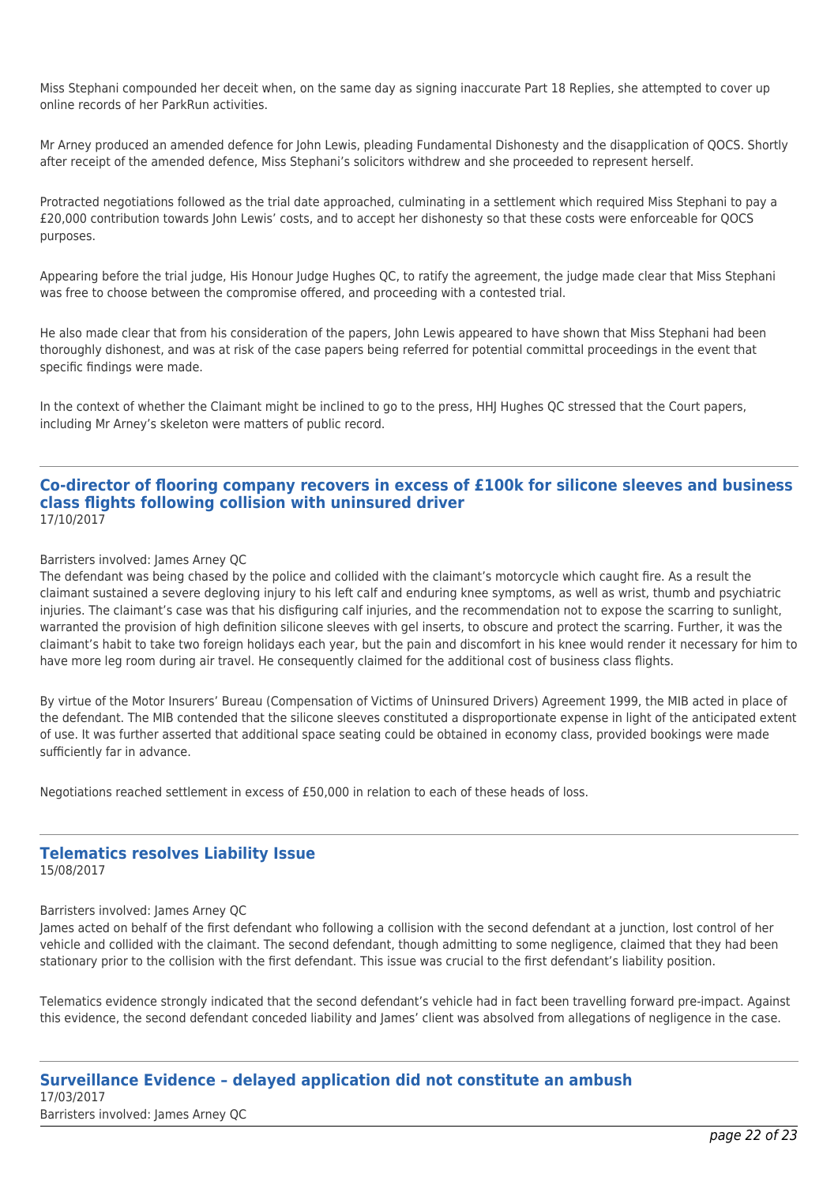Miss Stephani compounded her deceit when, on the same day as signing inaccurate Part 18 Replies, she attempted to cover up online records of her ParkRun activities.

Mr Arney produced an amended defence for John Lewis, pleading Fundamental Dishonesty and the disapplication of QOCS. Shortly after receipt of the amended defence, Miss Stephani's solicitors withdrew and she proceeded to represent herself.

Protracted negotiations followed as the trial date approached, culminating in a settlement which required Miss Stephani to pay a £20,000 contribution towards John Lewis' costs, and to accept her dishonesty so that these costs were enforceable for QOCS purposes.

Appearing before the trial judge, His Honour Judge Hughes QC, to ratify the agreement, the judge made clear that Miss Stephani was free to choose between the compromise offered, and proceeding with a contested trial.

He also made clear that from his consideration of the papers, John Lewis appeared to have shown that Miss Stephani had been thoroughly dishonest, and was at risk of the case papers being referred for potential committal proceedings in the event that specific findings were made.

In the context of whether the Claimant might be inclined to go to the press, HHJ Hughes QC stressed that the Court papers, including Mr Arney's skeleton were matters of public record.

---

## Co-director of flooring company recovers in excess of £100k for silicone sleeves and business class flights following collision with uninsured driver

17/10/2017

Barristers involved: James Arney QC

The defendant was being chased by the police and collided with the claimant's motorcycle which caught fire. As a result the claimant sustained a severe degloving injury to his left calf and enduring knee symptoms, as well as wrist, thumb and psychiatric injuries. The claimant's case was that his disfiguring calf injuries, and the recommendation not to expose the scarring to sunlight, warranted the provision of high definition silicone sleeves with gel inserts, to obscure and protect the scarring. Further, it was the claimant's habit to take two foreign holidays each year, but the pain and discomfort in his knee would render it necessary for him to have more leg room during air travel. He consequently claimed for the additional cost of business class flights.

By virtue of the Motor Insurers' Bureau (Compensation of Victims of Uninsured Drivers) Agreement 1999, the MIB acted in place of the defendant. The MIB contended that the silicone sleeves constituted a disproportionate expense in light of the anticipated extent of use. It was further asserted that additional space seating could be obtained in economy class, provided bookings were made sufficiently far in advance.

Negotiations reached settlement in excess of £50,000 in relation to each of these heads of loss.

---

## Telematics resolves Liability Issue

15/08/2017

Barristers involved: James Arney QC

James acted on behalf of the first defendant who following a collision with the second defendant at a junction, lost control of her vehicle and collided with the claimant. The second defendant, though admitting to some negligence, claimed that they had been stationary prior to the collision with the first defendant. This issue was crucial to the first defendant's liability position.

Telematics evidence strongly indicated that the second defendant's vehicle had in fact been travelling forward pre-impact. Against this evidence, the second defendant conceded liability and James' client was absolved from allegations of negligence in the case.

---

## Surveillance Evidence – delayed application did not constitute an ambush

17/03/2017

Barristers involved: James Arney QC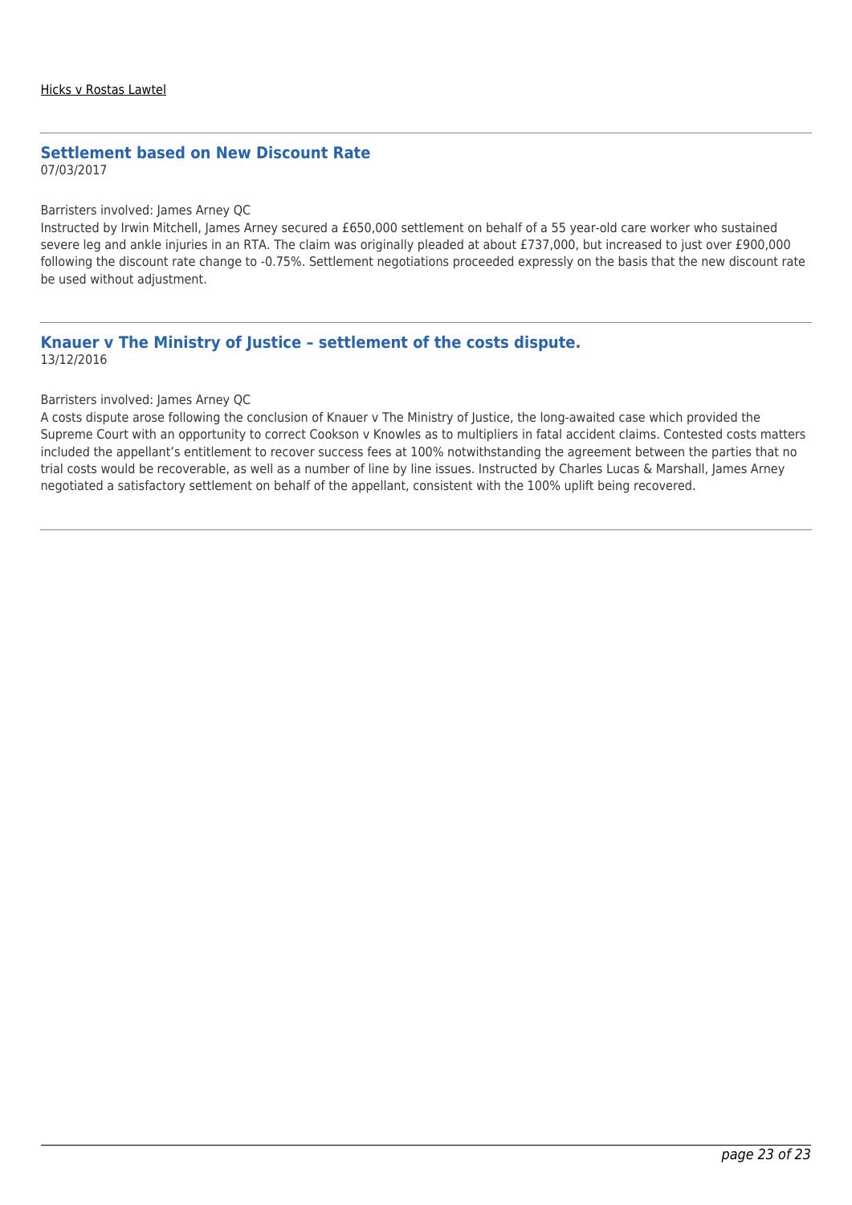Hicks v Rostas Lawtel

---

## Settlement based on New Discount Rate

07/03/2017

Barristers involved: James Arney QC

Instructed by Irwin Mitchell, James Arney secured a £650,000 settlement on behalf of a 55 year-old care worker who sustained severe leg and ankle injuries in an RTA. The claim was originally pleaded at about £737,000, but increased to just over £900,000 following the discount rate change to -0.75%. Settlement negotiations proceeded expressly on the basis that the new discount rate be used without adjustment.

---

## Knauer v The Ministry of Justice – settlement of the costs dispute.

13/12/2016

Barristers involved: James Arney QC

A costs dispute arose following the conclusion of Knauer v The Ministry of Justice, the long-awaited case which provided the Supreme Court with an opportunity to correct Cookson v Knowles as to multipliers in fatal accident claims. Contested costs matters included the appellant's entitlement to recover success fees at 100% notwithstanding the agreement between the parties that no trial costs would be recoverable, as well as a number of line by line issues. Instructed by Charles Lucas & Marshall, James Arney negotiated a satisfactory settlement on behalf of the appellant, consistent with the 100% uplift being recovered.

---